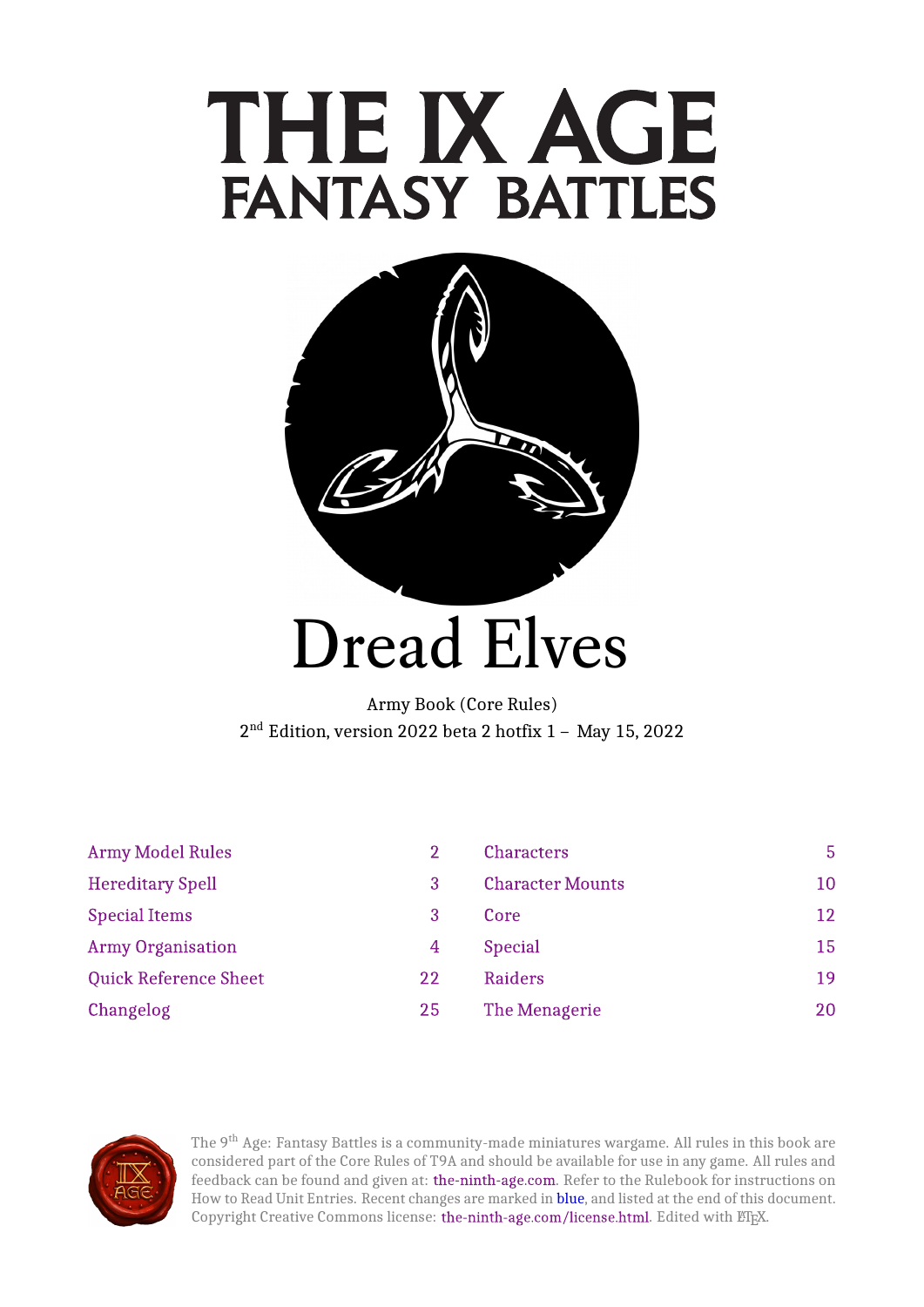# THE IX AGE
## FANTASY BATTLES

# Dread Elves

Army Book (Core Rules)
2nd Edition, version 2022 beta 2 hotfix 1 – May 15, 2022

| | | | |
|---|---|---|---|
| Army Model Rules | 2 | Characters | 5 |
| Hereditary Spell | 3 | Character Mounts | 10 |
| Special Items | 3 | Core | 12 |
| Army Organisation | 4 | Special | 15 |
| Quick Reference Sheet | 22 | Raiders | 19 |
| Changelog | 25 | The Menagerie | 20 |

The 9th Age: Fantasy Battles is a community-made miniatures wargame. All rules in this book are considered part of the Core Rules of T9A and should be available for use in any game. All rules and feedback can be found and given at: the-ninth-age.com. Refer to the Rulebook for instructions on How to Read Unit Entries. Recent changes are marked in blue, and listed at the end of this document. Copyright Creative Commons license: the-ninth-age.com/license.html. Edited with LaTeX.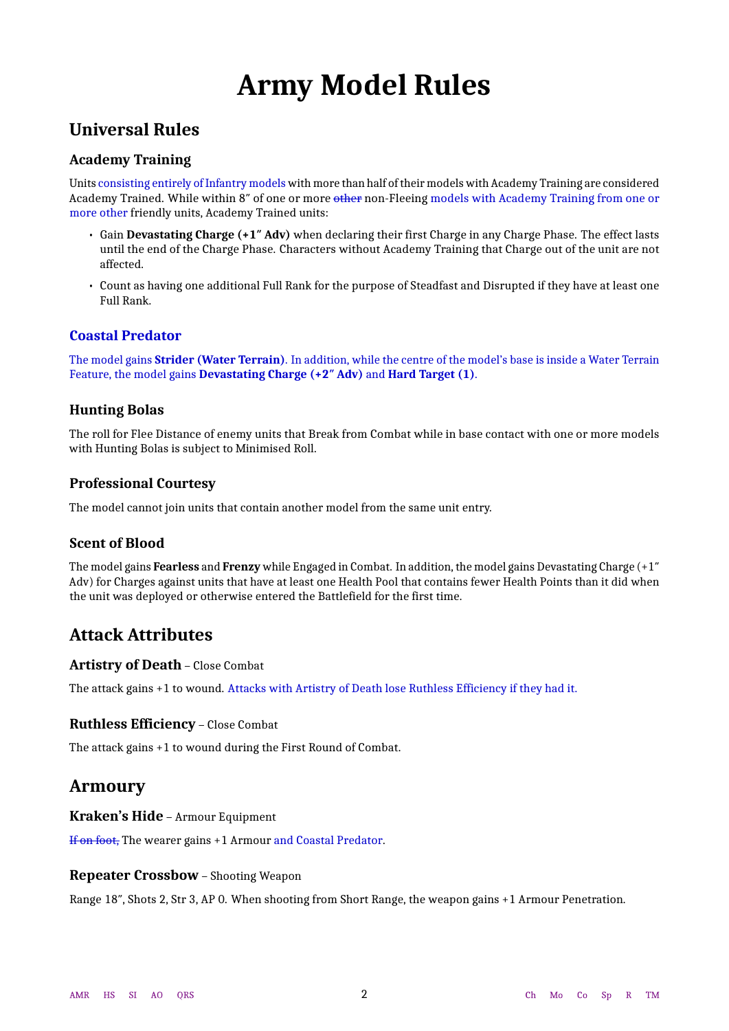# Army Model Rules

## Universal Rules

### Academy Training

Units consisting entirely of Infantry models with more than half of their models with Academy Training are considered Academy Trained. While within 8″ of one or more ~~other~~ non-Fleeing models with Academy Training from one or more other friendly units, Academy Trained units:

- Gain **Devastating Charge (+1″ Adv)** when declaring their first Charge in any Charge Phase. The effect lasts until the end of the Charge Phase. Characters without Academy Training that Charge out of the unit are not affected.
- Count as having one additional Full Rank for the purpose of Steadfast and Disrupted if they have at least one Full Rank.

### Coastal Predator

The model gains **Strider (Water Terrain)**. In addition, while the centre of the model's base is inside a Water Terrain Feature, the model gains **Devastating Charge (+2″ Adv)** and **Hard Target (1)**.

### Hunting Bolas

The roll for Flee Distance of enemy units that Break from Combat while in base contact with one or more models with Hunting Bolas is subject to Minimised Roll.

### Professional Courtesy

The model cannot join units that contain another model from the same unit entry.

### Scent of Blood

The model gains **Fearless** and **Frenzy** while Engaged in Combat. In addition, the model gains Devastating Charge (+1″ Adv) for Charges against units that have at least one Health Pool that contains fewer Health Points than it did when the unit was deployed or otherwise entered the Battlefield for the first time.

## Attack Attributes

### Artistry of Death – Close Combat

The attack gains +1 to wound. Attacks with Artistry of Death lose Ruthless Efficiency if they had it.

### Ruthless Efficiency – Close Combat

The attack gains +1 to wound during the First Round of Combat.

## Armoury

### Kraken's Hide – Armour Equipment

~~If on foot,~~ The wearer gains +1 Armour and Coastal Predator.

### Repeater Crossbow – Shooting Weapon

Range 18″, Shots 2, Str 3, AP 0. When shooting from Short Range, the weapon gains +1 Armour Penetration.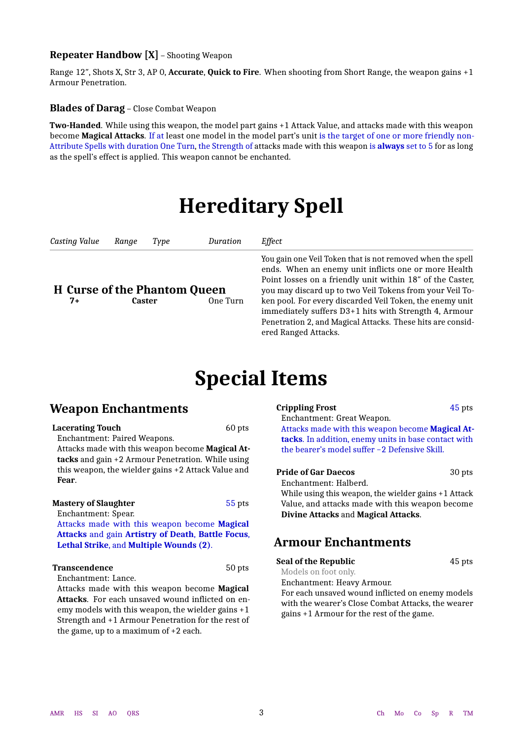### Repeater Handbow [X] – Shooting Weapon

Range 12″, Shots X, Str 3, AP 0, **Accurate**, **Quick to Fire**. When shooting from Short Range, the weapon gains +1 Armour Penetration.

### Blades of Darag – Close Combat Weapon

**Two-Handed**. While using this weapon, the model part gains +1 Attack Value, and attacks made with this weapon become **Magical Attacks**. If at least one model in the model part's unit is the target of one or more friendly non-Attribute Spells with duration One Turn, the Strength of attacks made with this weapon is **always** set to 5 for as long as the spell's effect is applied. This weapon cannot be enchanted.

# Hereditary Spell

| | *Casting Value* | *Range* | *Type* | *Duration* | *Effect* |
|---|---|---|---|---|---|
| **H Curse of the Phantom Queen** | **7+** | | **Caster** | One Turn | You gain one Veil Token that is not removed when the spell ends. When an enemy unit inflicts one or more Health Point losses on a friendly unit within 18″ of the Caster, you may discard up to two Veil Tokens from your Veil Token pool. For every discarded Veil Token, the enemy unit immediately suffers D3+1 hits with Strength 4, Armour Penetration 2, and Magical Attacks. These hits are considered Ranged Attacks. |

# Special Items

## Weapon Enchantments

**Lacerating Touch** — 60 pts
Enchantment: Paired Weapons.
Attacks made with this weapon become **Magical Attacks** and gain +2 Armour Penetration. While using this weapon, the wielder gains +2 Attack Value and **Fear**.

**Mastery of Slaughter** — 55 pts
Enchantment: Spear.
Attacks made with this weapon become **Magical Attacks** and gain **Artistry of Death**, **Battle Focus**, **Lethal Strike**, and **Multiple Wounds (2)**.

**Transcendence** — 50 pts
Enchantment: Lance.
Attacks made with this weapon become **Magical Attacks**. For each unsaved wound inflicted on enemy models with this weapon, the wielder gains +1 Strength and +1 Armour Penetration for the rest of the game, up to a maximum of +2 each.

**Crippling Frost** — 45 pts
Enchantment: Great Weapon.
Attacks made with this weapon become **Magical Attacks**. In addition, enemy units in base contact with the bearer's model suffer −2 Defensive Skill.

**Pride of Gar Daecos** — 30 pts
Enchantment: Halberd.
While using this weapon, the wielder gains +1 Attack Value, and attacks made with this weapon become **Divine Attacks** and **Magical Attacks**.

## Armour Enchantments

**Seal of the Republic** — 45 pts
Models on foot only.
Enchantment: Heavy Armour.
For each unsaved wound inflicted on enemy models with the wearer's Close Combat Attacks, the wearer gains +1 Armour for the rest of the game.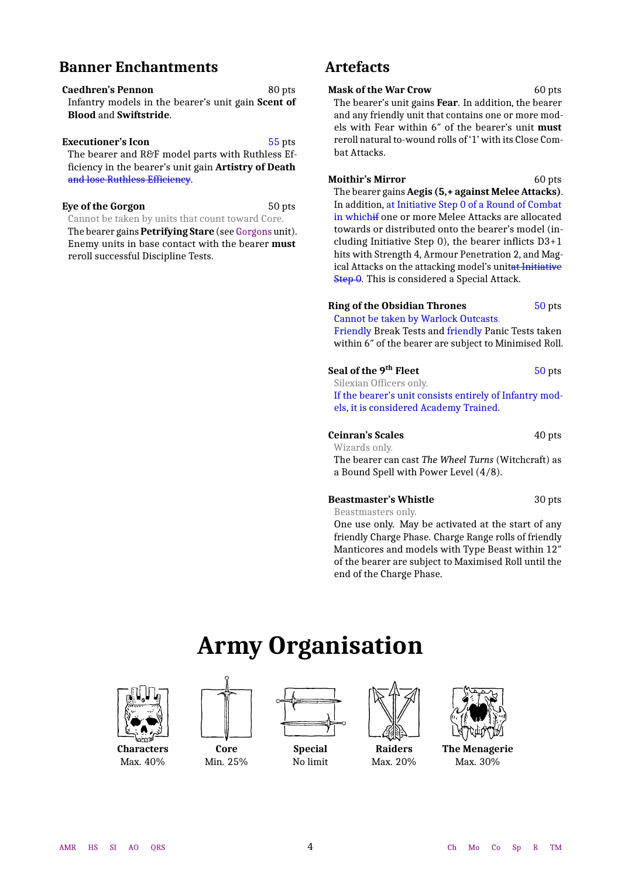## Banner Enchantments

**Caedhren's Pennon** 80 pts

Infantry models in the bearer's unit gain **Scent of Blood** and **Swiftstride**.

**Executioner's Icon** 55 pts

The bearer and R&F model parts with Ruthless Efficiency in the bearer's unit gain **Artistry of Death** ~~and lose Ruthless Efficiency~~.

**Eye of the Gorgon** 50 pts

Cannot be taken by units that count toward Core.

The bearer gains **Petrifying Stare** (see Gorgons unit). Enemy units in base contact with the bearer **must** reroll successful Discipline Tests.

## Artefacts

**Mask of the War Crow** 60 pts

The bearer's unit gains **Fear**. In addition, the bearer and any friendly unit that contains one or more models with Fear within 6″ of the bearer's unit **must** reroll natural to-wound rolls of '1' with its Close Combat Attacks.

**Moithir's Mirror** 60 pts

The bearer gains **Aegis (5,+ against Melee Attacks)**. In addition, at Initiative Step 0 of a Round of Combat in which~~if~~ one or more Melee Attacks are allocated towards or distributed onto the bearer's model (including Initiative Step 0), the bearer inflicts D3+1 hits with Strength 4, Armour Penetration 2, and Magical Attacks on the attacking model's unit~~at Initiative Step 0~~. This is considered a Special Attack.

**Ring of the Obsidian Thrones** 50 pts

Cannot be taken by Warlock Outcasts.

Friendly Break Tests and friendly Panic Tests taken within 6″ of the bearer are subject to Minimised Roll.

**Seal of the 9th Fleet** 50 pts

Silexian Officers only.

If the bearer's unit consists entirely of Infantry models, it is considered Academy Trained.

**Ceinran's Scales** 40 pts

Wizards only.

The bearer can cast *The Wheel Turns* (Witchcraft) as a Bound Spell with Power Level (4/8).

**Beastmaster's Whistle** 30 pts

Beastmasters only.

One use only. May be activated at the start of any friendly Charge Phase. Charge Range rolls of friendly Manticores and models with Type Beast within 12″ of the bearer are subject to Maximised Roll until the end of the Charge Phase.

# Army Organisation

| Characters | Core | Special | Raiders | The Menagerie |
|---|---|---|---|---|
| Max. 40% | Min. 25% | No limit | Max. 20% | Max. 30% |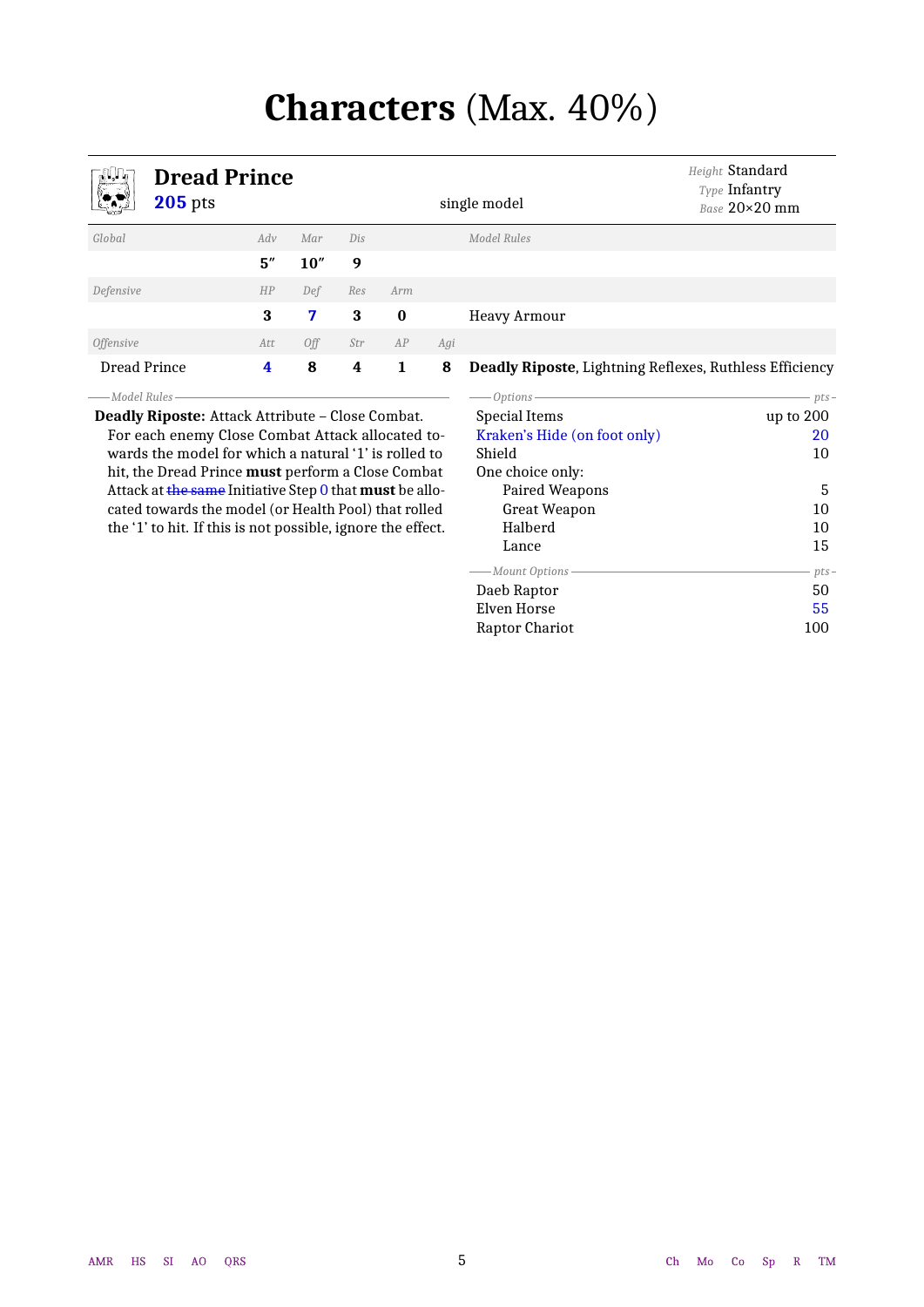# Characters (Max. 40%)

## Dread Prince

**205** pts

single model

*Height* Standard
*Type* Infantry
*Base* 20×20 mm

| Global | Adv | Mar | Dis | | | Model Rules |
|---|---|---|---|---|---|---|
| | **5″** | **10″** | **9** | | | |
| *Defensive* | *HP* | *Def* | *Res* | *Arm* | | |
| | **3** | **7** | **3** | **0** | | Heavy Armour |
| *Offensive* | *Att* | *Off* | *Str* | *AP* | *Agi* | |
| Dread Prince | **4** | **8** | **4** | **1** | **8** | **Deadly Riposte**, Lightning Reflexes, Ruthless Efficiency |

*Model Rules*

**Deadly Riposte:** Attack Attribute – Close Combat.
For each enemy Close Combat Attack allocated towards the model for which a natural '1' is rolled to hit, the Dread Prince **must** perform a Close Combat Attack at ~~the same~~ Initiative Step 0 that **must** be allocated towards the model (or Health Pool) that rolled the '1' to hit. If this is not possible, ignore the effect.

| Options | pts |
|---|---|
| Special Items | up to 200 |
| Kraken's Hide (on foot only) | 20 |
| Shield | 10 |
| One choice only: | |
| Paired Weapons | 5 |
| Great Weapon | 10 |
| Halberd | 10 |
| Lance | 15 |

| Mount Options | pts |
|---|---|
| Daeb Raptor | 50 |
| Elven Horse | 55 |
| Raptor Chariot | 100 |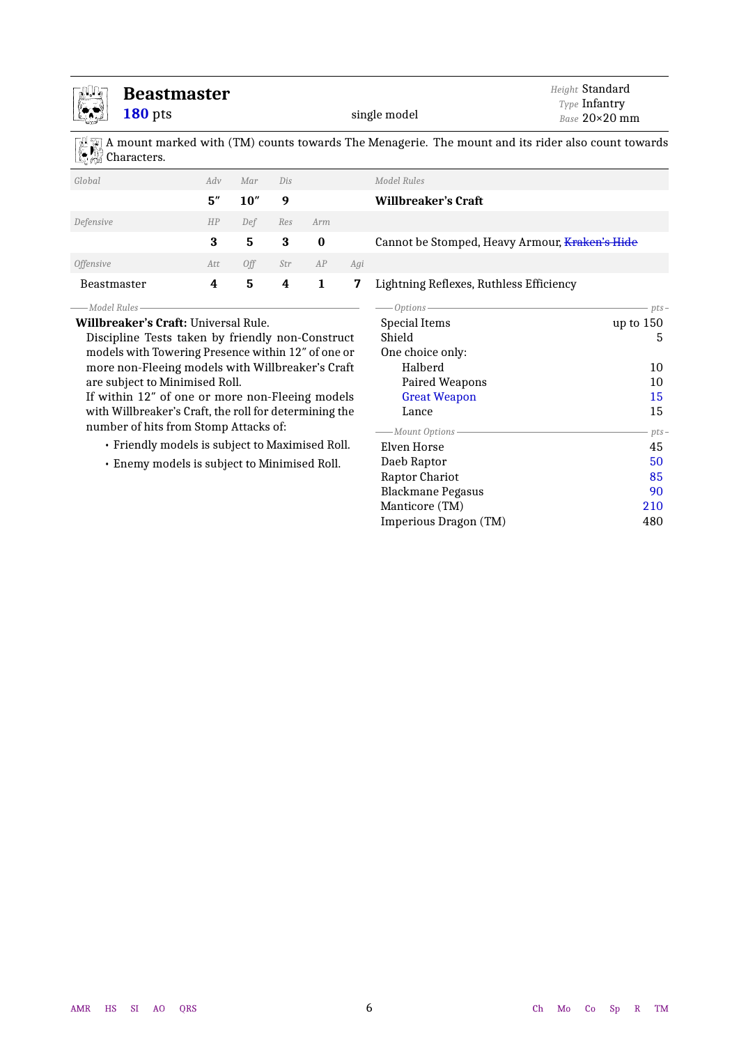# Beastmaster

**180** pts

single model

*Height* Standard
*Type* Infantry
*Base* 20×20 mm

A mount marked with (TM) counts towards The Menagerie. The mount and its rider also count towards Characters.

| *Global* | *Adv* | *Mar* | *Dis* | | | *Model Rules* |
|---|---|---|---|---|---|---|
| | **5″** | **10″** | **9** | | | **Willbreaker's Craft** |
| *Defensive* | *HP* | *Def* | *Res* | *Arm* | | |
| | **3** | **5** | **3** | **0** | | Cannot be Stomped, Heavy Armour, ~~Kraken's Hide~~ |
| *Offensive* | *Att* | *Off* | *Str* | *AP* | *Agi* | |
| Beastmaster | **4** | **5** | **4** | **1** | **7** | Lightning Reflexes, Ruthless Efficiency |

*Model Rules*

**Willbreaker's Craft:** Universal Rule.

Discipline Tests taken by friendly non-Construct models with Towering Presence within 12″ of one or more non-Fleeing models with Willbreaker's Craft are subject to Minimised Roll.

If within 12″ of one or more non-Fleeing models with Willbreaker's Craft, the roll for determining the number of hits from Stomp Attacks of:

- Friendly models is subject to Maximised Roll.
- Enemy models is subject to Minimised Roll.

| *Options* | *pts* |
|---|---|
| Special Items | up to 150 |
| Shield | 5 |
| One choice only: | |
| Halberd | 10 |
| Paired Weapons | 10 |
| Great Weapon | 15 |
| Lance | 15 |

| *Mount Options* | *pts* |
|---|---|
| Elven Horse | 45 |
| Daeb Raptor | 50 |
| Raptor Chariot | 85 |
| Blackmane Pegasus | 90 |
| Manticore (TM) | 210 |
| Imperious Dragon (TM) | 480 |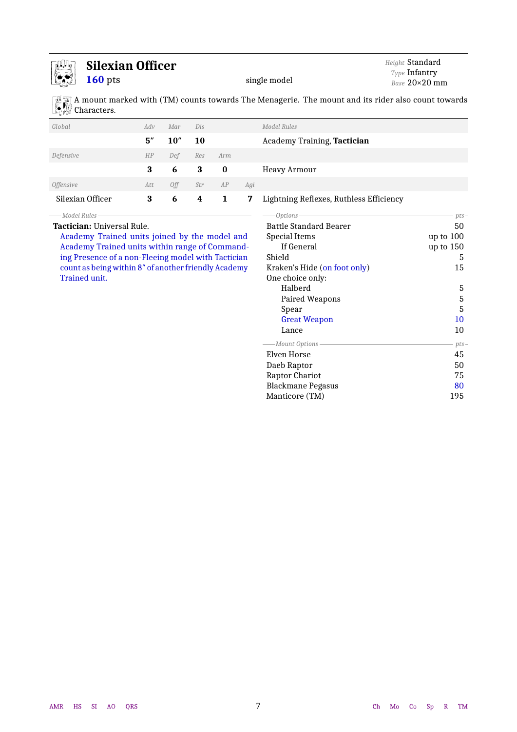## Silexian Officer

**160** pts — single model

*Height* Standard
*Type* Infantry
*Base* 20×20 mm

A mount marked with (TM) counts towards The Menagerie. The mount and its rider also count towards Characters.

| *Global* | *Adv* | *Mar* | *Dis* | | | *Model Rules* |
|---|---|---|---|---|---|---|
| | **5″** | **10″** | **10** | | | Academy Training, **Tactician** |
| *Defensive* | *HP* | *Def* | *Res* | *Arm* | | |
| | **3** | **6** | **3** | **0** | | Heavy Armour |
| *Offensive* | *Att* | *Off* | *Str* | *AP* | *Agi* | |
| Silexian Officer | **3** | **6** | **4** | **1** | **7** | Lightning Reflexes, Ruthless Efficiency |

*Model Rules*

**Tactician:** Universal Rule.
Academy Trained units joined by the model and Academy Trained units within range of Commanding Presence of a non-Fleeing model with Tactician count as being within 8″ of another friendly Academy Trained unit.

| *Options* | *pts* |
|---|---|
| Battle Standard Bearer | 50 |
| Special Items | up to 100 |
| If General | up to 150 |
| Shield | 5 |
| Kraken's Hide (on foot only) | 15 |
| One choice only: | |
| Halberd | 5 |
| Paired Weapons | 5 |
| Spear | 5 |
| Great Weapon | 10 |
| Lance | 10 |

| *Mount Options* | *pts* |
|---|---|
| Elven Horse | 45 |
| Daeb Raptor | 50 |
| Raptor Chariot | 75 |
| Blackmane Pegasus | 80 |
| Manticore (TM) | 195 |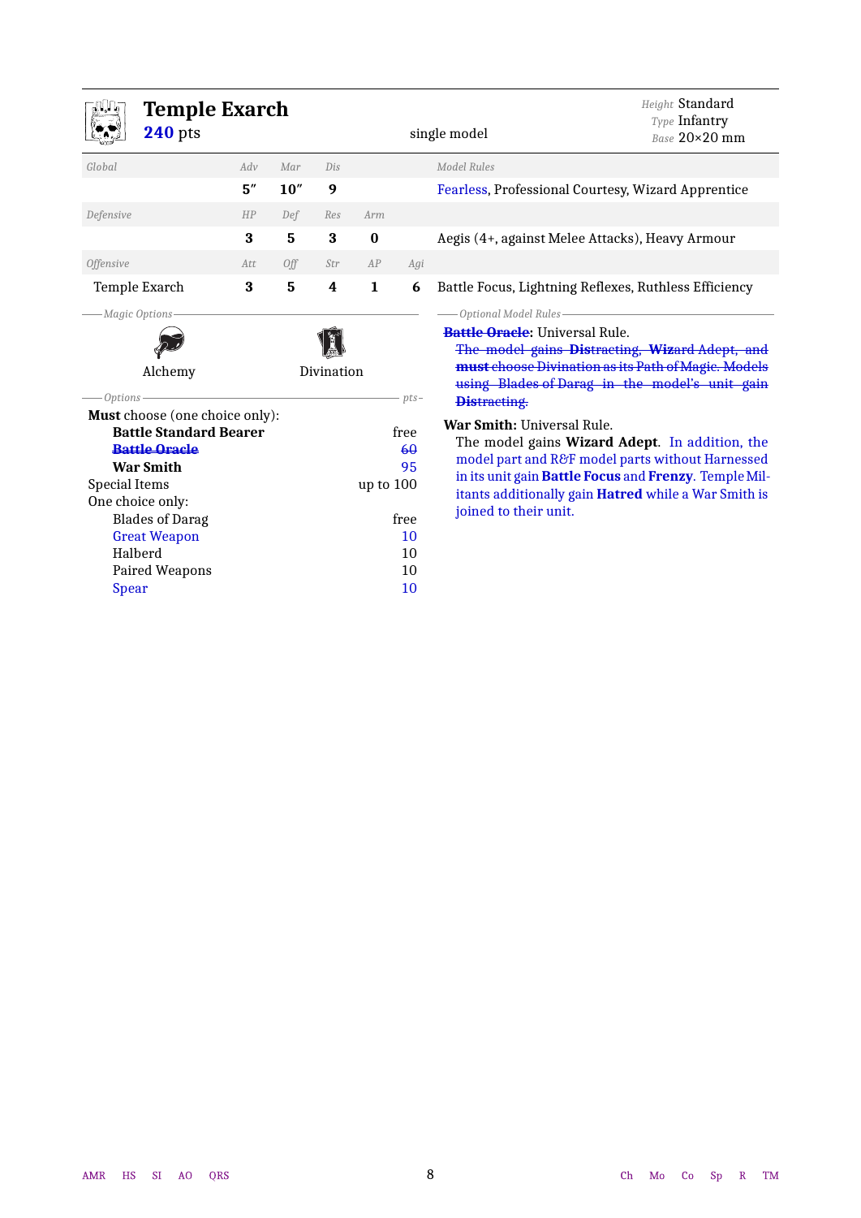# Temple Exarch

**240** pts — single model

*Height* Standard
*Type* Infantry
*Base* 20×20 mm

| *Global* | *Adv* | *Mar* | *Dis* | | | *Model Rules* |
|---|---|---|---|---|---|---|
| | **5″** | **10″** | **9** | | | Fearless, Professional Courtesy, Wizard Apprentice |
| *Defensive* | *HP* | *Def* | *Res* | *Arm* | | |
| | **3** | **5** | **3** | **0** | | Aegis (4+, against Melee Attacks), Heavy Armour |
| *Offensive* | *Att* | *Off* | *Str* | *AP* | *Agi* | |
| Temple Exarch | **3** | **5** | **4** | **1** | **6** | Battle Focus, Lightning Reflexes, Ruthless Efficiency |

*Magic Options*

Alchemy — Divination

*Options*

| | pts |
|---|---|
| **Must** choose (one choice only): | |
| **Battle Standard Bearer** | free |
| ~~**Battle Oracle**~~ | ~~60~~ |
| **War Smith** | 95 |
| Special Items | up to 100 |
| One choice only: | |
| Blades of Darag | free |
| Great Weapon | 10 |
| Halberd | 10 |
| Paired Weapons | 10 |
| Spear | 10 |

*Optional Model Rules*

~~**Battle Oracle**~~: Universal Rule.
~~The model gains **Distracting**, **Wizard Adept**, and **must** choose Divination as its Path of Magic. Models using Blades of Darag in the model's unit gain **Distracting**.~~

**War Smith:** Universal Rule.
The model gains **Wizard Adept**. In addition, the model part and R&F model parts without Harnessed in its unit gain **Battle Focus** and **Frenzy**. Temple Militants additionally gain **Hatred** while a War Smith is joined to their unit.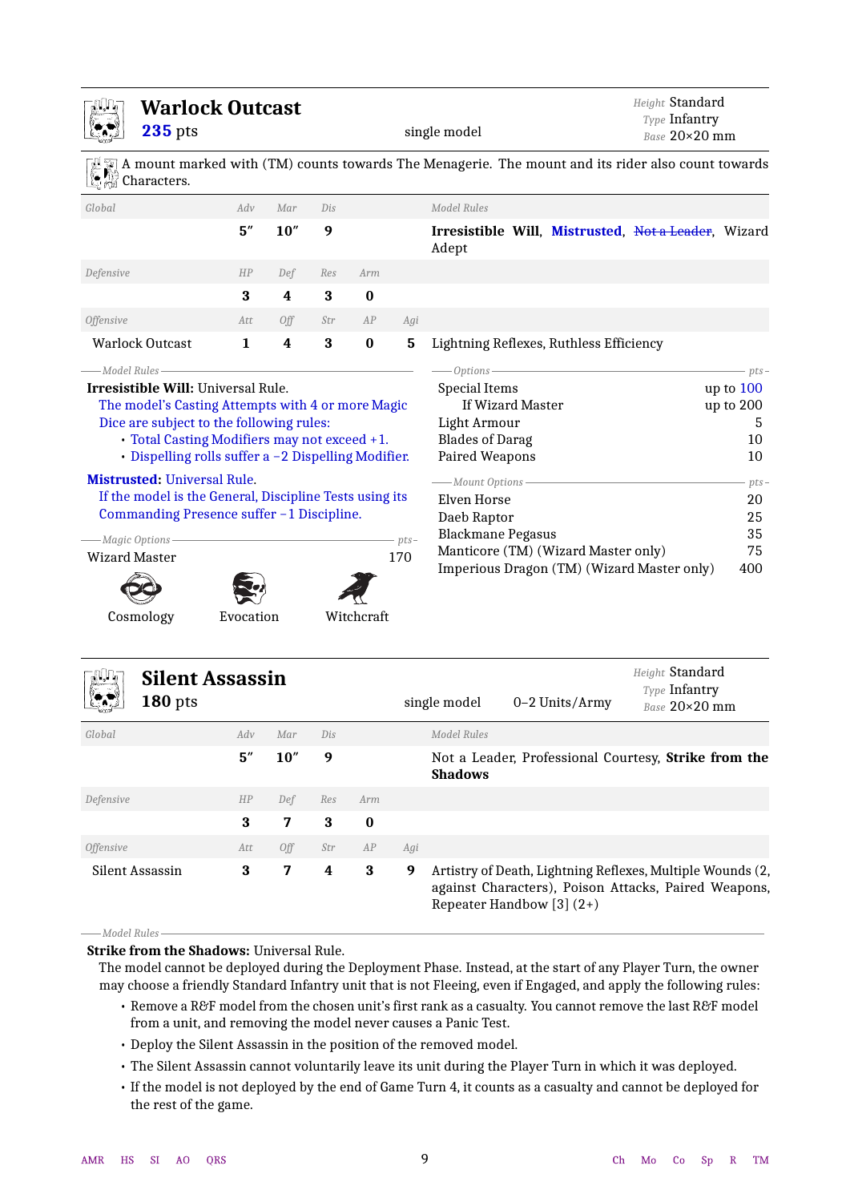## Warlock Outcast

**235** pts — single model

*Height* Standard
*Type* Infantry
*Base* 20×20 mm

A mount marked with (TM) counts towards The Menagerie. The mount and its rider also count towards Characters.

| *Global* | *Adv* | *Mar* | *Dis* | | | *Model Rules* |
|---|---|---|---|---|---|---|
| | **5″** | **10″** | **9** | | | **Irresistible Will**, **Mistrusted**, ~~Not a Leader~~, Wizard Adept |
| *Defensive* | *HP* | *Def* | *Res* | *Arm* | | |
| | **3** | **4** | **3** | **0** | | |
| *Offensive* | *Att* | *Off* | *Str* | *AP* | *Agi* | |
| Warlock Outcast | **1** | **4** | **3** | **0** | **5** | Lightning Reflexes, Ruthless Efficiency |

*Model Rules*

**Irresistible Will:** Universal Rule.
The model's Casting Attempts with 4 or more Magic Dice are subject to the following rules:

- Total Casting Modifiers may not exceed +1.
- Dispelling rolls suffer a −2 Dispelling Modifier.

**Mistrusted:** Universal Rule.
If the model is the General, Discipline Tests using its Commanding Presence suffer −1 Discipline.

| *Magic Options* | *pts* |
|---|---|
| Wizard Master | 170 |

Cosmology — Evocation — Witchcraft

| *Options* | *pts* |
|---|---|
| Special Items | up to 100 |
| If Wizard Master | up to 200 |
| Light Armour | 5 |
| Blades of Darag | 10 |
| Paired Weapons | 10 |

| *Mount Options* | *pts* |
|---|---|
| Elven Horse | 20 |
| Daeb Raptor | 25 |
| Blackmane Pegasus | 35 |
| Manticore (TM) (Wizard Master only) | 75 |
| Imperious Dragon (TM) (Wizard Master only) | 400 |

## Silent Assassin

**180** pts — single model — 0–2 Units/Army

*Height* Standard
*Type* Infantry
*Base* 20×20 mm

| *Global* | *Adv* | *Mar* | *Dis* | | | *Model Rules* |
|---|---|---|---|---|---|---|
| | **5″** | **10″** | **9** | | | Not a Leader, Professional Courtesy, **Strike from the Shadows** |
| *Defensive* | *HP* | *Def* | *Res* | *Arm* | | |
| | **3** | **7** | **3** | **0** | | |
| *Offensive* | *Att* | *Off* | *Str* | *AP* | *Agi* | |
| Silent Assassin | **3** | **7** | **4** | **3** | **9** | Artistry of Death, Lightning Reflexes, Multiple Wounds (2, against Characters), Poison Attacks, Paired Weapons, Repeater Handbow [3] (2+) |

*Model Rules*

**Strike from the Shadows:** Universal Rule.
The model cannot be deployed during the Deployment Phase. Instead, at the start of any Player Turn, the owner may choose a friendly Standard Infantry unit that is not Fleeing, even if Engaged, and apply the following rules:

- Remove a R&F model from the chosen unit's first rank as a casualty. You cannot remove the last R&F model from a unit, and removing the model never causes a Panic Test.
- Deploy the Silent Assassin in the position of the removed model.
- The Silent Assassin cannot voluntarily leave its unit during the Player Turn in which it was deployed.
- If the model is not deployed by the end of Game Turn 4, it counts as a casualty and cannot be deployed for the rest of the game.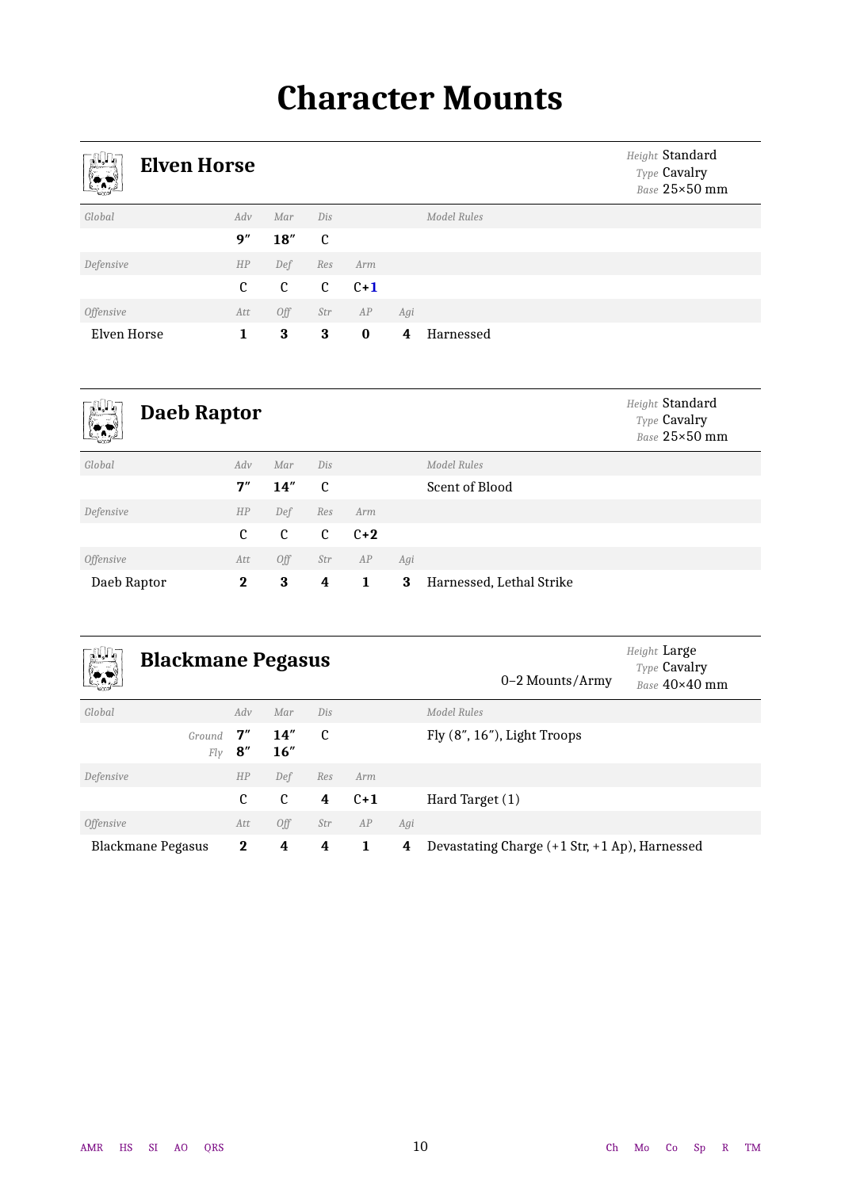# Character Mounts

## Elven Horse

*Height* Standard
*Type* Cavalry
*Base* 25×50 mm

| *Global* | *Adv* | *Mar* | *Dis* | | | *Model Rules* |
|---|---|---|---|---|---|---|
| | **9″** | **18″** | C | | | |
| *Defensive* | *HP* | *Def* | *Res* | *Arm* | | |
| | C | C | C | C+**1** | | |
| *Offensive* | *Att* | *Off* | *Str* | *AP* | *Agi* | |
| Elven Horse | **1** | **3** | **3** | **0** | **4** | Harnessed |

## Daeb Raptor

*Height* Standard
*Type* Cavalry
*Base* 25×50 mm

| *Global* | *Adv* | *Mar* | *Dis* | | | *Model Rules* |
|---|---|---|---|---|---|---|
| | **7″** | **14″** | C | | | Scent of Blood |
| *Defensive* | *HP* | *Def* | *Res* | *Arm* | | |
| | C | C | C | C+**2** | | |
| *Offensive* | *Att* | *Off* | *Str* | *AP* | *Agi* | |
| Daeb Raptor | **2** | **3** | **4** | **1** | **3** | Harnessed, Lethal Strike |

## Blackmane Pegasus

0–2 Mounts/Army

*Height* Large
*Type* Cavalry
*Base* 40×40 mm

| *Global* | *Adv* | *Mar* | *Dis* | | | *Model Rules* |
|---|---|---|---|---|---|---|
| *Ground* | **7″** | **14″** | C | | | Fly (8″, 16″), Light Troops |
| *Fly* | **8″** | **16″** | | | | |
| *Defensive* | *HP* | *Def* | *Res* | *Arm* | | |
| | C | C | **4** | C+**1** | | Hard Target (1) |
| *Offensive* | *Att* | *Off* | *Str* | *AP* | *Agi* | |
| Blackmane Pegasus | **2** | **4** | **4** | **1** | **4** | Devastating Charge (+1 Str, +1 Ap), Harnessed |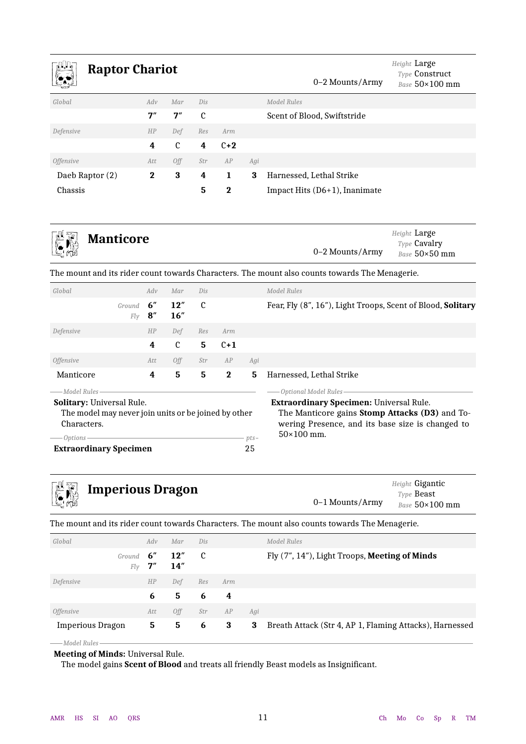## Raptor Chariot

0–2 Mounts/Army

*Height* Large
*Type* Construct
*Base* 50×100 mm

| *Global* | *Adv* | *Mar* | *Dis* | | | *Model Rules* |
|---|---|---|---|---|---|---|
| | **7″** | **7″** | C | | | Scent of Blood, Swiftstride |
| *Defensive* | *HP* | *Def* | *Res* | *Arm* | | |
| | **4** | C | **4** | **C+2** | | |
| *Offensive* | *Att* | *Off* | *Str* | *AP* | *Agi* | |
| Daeb Raptor (2) | **2** | **3** | **4** | **1** | **3** | Harnessed, Lethal Strike |
| Chassis | | | **5** | **2** | | Impact Hits (D6+1), Inanimate |

## Manticore

0–2 Mounts/Army

*Height* Large
*Type* Cavalry
*Base* 50×50 mm

The mount and its rider count towards Characters. The mount also counts towards The Menagerie.

| *Global* | *Adv* | *Mar* | *Dis* | | | *Model Rules* |
|---|---|---|---|---|---|---|
| *Ground* | **6″** | **12″** | C | | | Fear, Fly (8″, 16″), Light Troops, Scent of Blood, **Solitary** |
| *Fly* | **8″** | **16″** | | | | |
| *Defensive* | *HP* | *Def* | *Res* | *Arm* | | |
| | **4** | C | **5** | **C+1** | | |
| *Offensive* | *Att* | *Off* | *Str* | *AP* | *Agi* | |
| Manticore | **4** | **5** | **5** | **2** | **5** | Harnessed, Lethal Strike |

*Model Rules*

**Solitary:** Universal Rule.
The model may never join units or be joined by other Characters.

*Options*

| | *pts* |
|---|---|
| **Extraordinary Specimen** | 25 |

*Optional Model Rules*

**Extraordinary Specimen:** Universal Rule.
The Manticore gains **Stomp Attacks (D3)** and Towering Presence, and its base size is changed to 50×100 mm.

## Imperious Dragon

0–1 Mounts/Army

*Height* Gigantic
*Type* Beast
*Base* 50×100 mm

The mount and its rider count towards Characters. The mount also counts towards The Menagerie.

| *Global* | *Adv* | *Mar* | *Dis* | | | *Model Rules* |
|---|---|---|---|---|---|---|
| *Ground* | **6″** | **12″** | C | | | Fly (7″, 14″), Light Troops, **Meeting of Minds** |
| *Fly* | **7″** | **14″** | | | | |
| *Defensive* | *HP* | *Def* | *Res* | *Arm* | | |
| | **6** | **5** | **6** | **4** | | |
| *Offensive* | *Att* | *Off* | *Str* | *AP* | *Agi* | |
| Imperious Dragon | **5** | **5** | **6** | **3** | **3** | Breath Attack (Str 4, AP 1, Flaming Attacks), Harnessed |

*Model Rules*

**Meeting of Minds:** Universal Rule.
The model gains **Scent of Blood** and treats all friendly Beast models as Insignificant.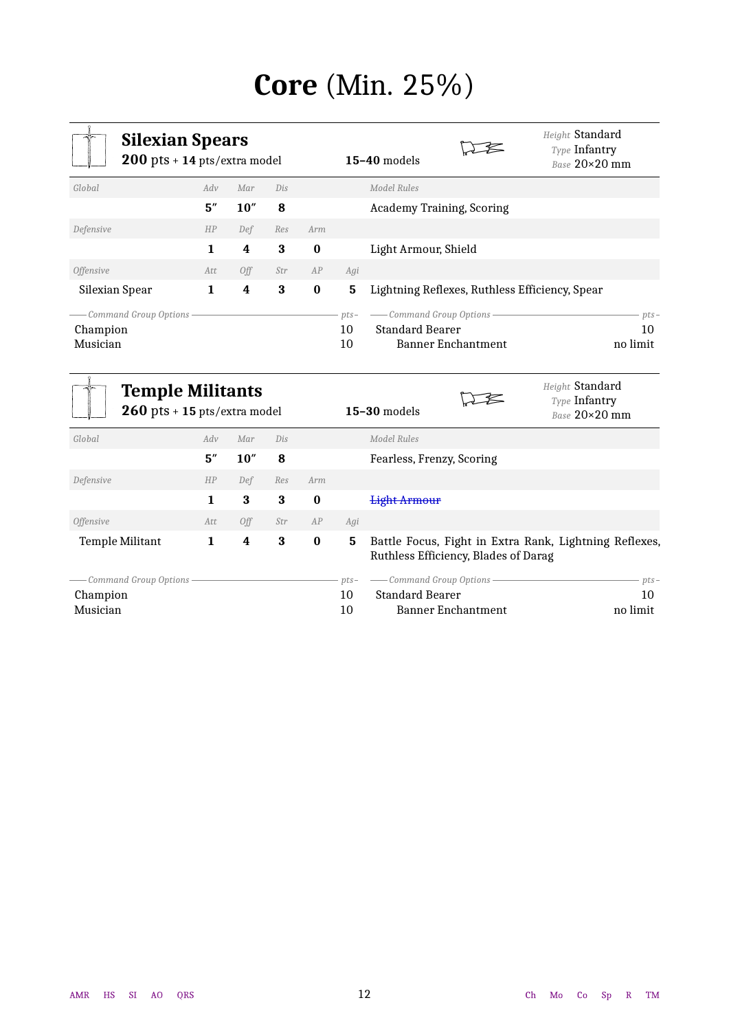# **Core** (Min. 25%)

## Silexian Spears

**200** pts + **14** pts/extra model — **15–40** models

*Height* Standard
*Type* Infantry
*Base* 20×20 mm

| *Global* | *Adv* | *Mar* | *Dis* | | | *Model Rules* |
|---|---|---|---|---|---|---|
| | **5″** | **10″** | **8** | | | Academy Training, Scoring |
| *Defensive* | *HP* | *Def* | *Res* | *Arm* | | |
| | **1** | **4** | **3** | **0** | | Light Armour, Shield |
| *Offensive* | *Att* | *Off* | *Str* | *AP* | *Agi* | |
| Silexian Spear | **1** | **4** | **3** | **0** | **5** | Lightning Reflexes, Ruthless Efficiency, Spear |

| *Command Group Options* | *pts* |
|---|---|
| Champion | 10 |
| Musician | 10 |

| *Command Group Options* | *pts* |
|---|---|
| Standard Bearer | 10 |
| Banner Enchantment | no limit |

## Temple Militants

**260** pts + **15** pts/extra model — **15–30** models

*Height* Standard
*Type* Infantry
*Base* 20×20 mm

| *Global* | *Adv* | *Mar* | *Dis* | | | *Model Rules* |
|---|---|---|---|---|---|---|
| | **5″** | **10″** | **8** | | | Fearless, Frenzy, Scoring |
| *Defensive* | *HP* | *Def* | *Res* | *Arm* | | |
| | **1** | **3** | **3** | **0** | | ~~Light Armour~~ |
| *Offensive* | *Att* | *Off* | *Str* | *AP* | *Agi* | |
| Temple Militant | **1** | **4** | **3** | **0** | **5** | Battle Focus, Fight in Extra Rank, Lightning Reflexes, Ruthless Efficiency, Blades of Darag |

| *Command Group Options* | *pts* |
|---|---|
| Champion | 10 |
| Musician | 10 |

| *Command Group Options* | *pts* |
|---|---|
| Standard Bearer | 10 |
| Banner Enchantment | no limit |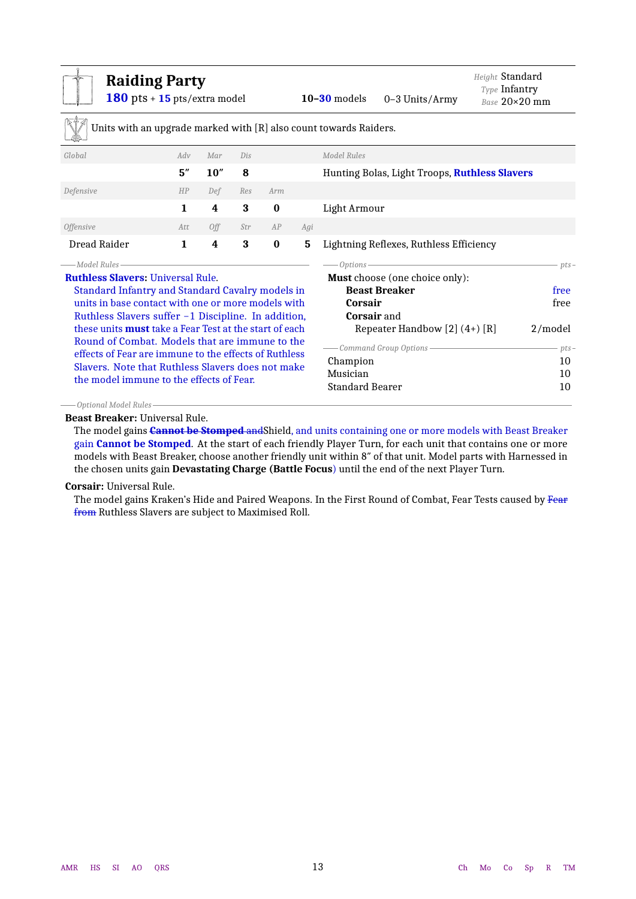# Raiding Party

**180** pts + **15** pts/extra model — **10–30** models — 0–3 Units/Army

*Height* Standard
*Type* Infantry
*Base* 20×20 mm

Units with an upgrade marked with [R] also count towards Raiders.

| *Global* | *Adv* | *Mar* | *Dis* | | | *Model Rules* |
|---|---|---|---|---|---|---|
| | **5″** | **10″** | **8** | | | Hunting Bolas, Light Troops, **Ruthless Slavers** |
| *Defensive* | *HP* | *Def* | *Res* | *Arm* | | |
| | **1** | **4** | **3** | **0** | | Light Armour |
| *Offensive* | *Att* | *Off* | *Str* | *AP* | *Agi* | |
| Dread Raider | **1** | **4** | **3** | **0** | **5** | Lightning Reflexes, Ruthless Efficiency |

*Model Rules*

**Ruthless Slavers:** Universal Rule.
Standard Infantry and Standard Cavalry models in units in base contact with one or more models with Ruthless Slavers suffer −1 Discipline. In addition, these units **must** take a Fear Test at the start of each Round of Combat. Models that are immune to the effects of Fear are immune to the effects of Ruthless Slavers. Note that Ruthless Slavers does not make the model immune to the effects of Fear.

*Options*

| | pts |
|---|---|
| **Must** choose (one choice only): | |
| **Beast Breaker** | free |
| **Corsair** | free |
| **Corsair** and | |
| Repeater Handbow [2] (4+) [R] | 2/model |

*Command Group Options*

| | pts |
|---|---|
| Champion | 10 |
| Musician | 10 |
| Standard Bearer | 10 |

*Optional Model Rules*

**Beast Breaker:** Universal Rule.
The model gains ~~**Cannot be Stomped** and~~Shield, and units containing one or more models with Beast Breaker gain **Cannot be Stomped**. At the start of each friendly Player Turn, for each unit that contains one or more models with Beast Breaker, choose another friendly unit within 8″ of that unit. Model parts with Harnessed in the chosen units gain **Devastating Charge (Battle Focus)** until the end of the next Player Turn.

**Corsair:** Universal Rule.
The model gains Kraken's Hide and Paired Weapons. In the First Round of Combat, Fear Tests caused by ~~Fear from~~ Ruthless Slavers are subject to Maximised Roll.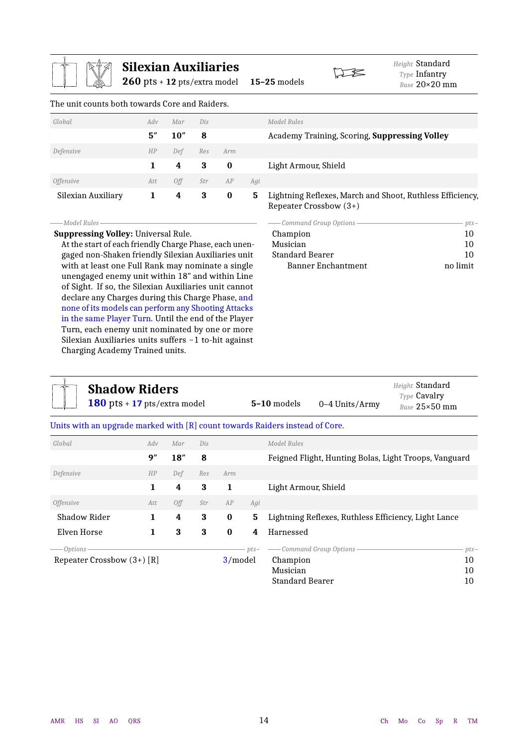## Silexian Auxiliaries

**260** pts + **12** pts/extra model **15–25** models

*Height* Standard
*Type* Infantry
*Base* 20×20 mm

The unit counts both towards Core and Raiders.

| *Global* | *Adv* | *Mar* | *Dis* | | | *Model Rules* |
|---|---|---|---|---|---|---|
| | **5″** | **10″** | **8** | | | Academy Training, Scoring, **Suppressing Volley** |
| *Defensive* | *HP* | *Def* | *Res* | *Arm* | | |
| | **1** | **4** | **3** | **0** | | Light Armour, Shield |
| *Offensive* | *Att* | *Off* | *Str* | *AP* | *Agi* | |
| Silexian Auxiliary | **1** | **4** | **3** | **0** | **5** | Lightning Reflexes, March and Shoot, Ruthless Efficiency, Repeater Crossbow (3+) |

*Model Rules*

**Suppressing Volley:** Universal Rule.
At the start of each friendly Charge Phase, each unengaged non-Shaken friendly Silexian Auxiliaries unit with at least one Full Rank may nominate a single unengaged enemy unit within 18″ and within Line of Sight. If so, the Silexian Auxiliaries unit cannot declare any Charges during this Charge Phase, and none of its models can perform any Shooting Attacks in the same Player Turn. Until the end of the Player Turn, each enemy unit nominated by one or more Silexian Auxiliaries units suffers −1 to-hit against Charging Academy Trained units.

| *Command Group Options* | *pts* |
|---|---|
| Champion | 10 |
| Musician | 10 |
| Standard Bearer | 10 |
| Banner Enchantment | no limit |

## Shadow Riders

**180** pts + **17** pts/extra model **5–10** models 0–4 Units/Army

*Height* Standard
*Type* Cavalry
*Base* 25×50 mm

Units with an upgrade marked with [R] count towards Raiders instead of Core.

| *Global* | *Adv* | *Mar* | *Dis* | | | *Model Rules* |
|---|---|---|---|---|---|---|
| | **9″** | **18″** | **8** | | | Feigned Flight, Hunting Bolas, Light Troops, Vanguard |
| *Defensive* | *HP* | *Def* | *Res* | *Arm* | | |
| | **1** | **4** | **3** | **1** | | Light Armour, Shield |
| *Offensive* | *Att* | *Off* | *Str* | *AP* | *Agi* | |
| Shadow Rider | **1** | **4** | **3** | **0** | **5** | Lightning Reflexes, Ruthless Efficiency, Light Lance |
| Elven Horse | **1** | **3** | **3** | **0** | **4** | Harnessed |

| *Options* | *pts* |
|---|---|
| Repeater Crossbow (3+) [R] | 3/model |

| *Command Group Options* | *pts* |
|---|---|
| Champion | 10 |
| Musician | 10 |
| Standard Bearer | 10 |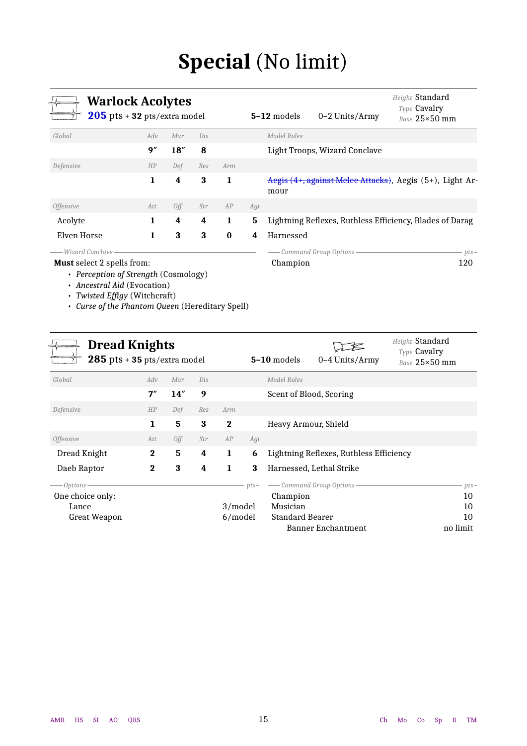# **Special** (No limit)

## Warlock Acolytes

**205** pts + **32** pts/extra model — **5–12** models — 0–2 Units/Army

*Height* Standard · *Type* Cavalry · *Base* 25×50 mm

| Global | Adv | Mar | Dis | | | Model Rules |
|---|---|---|---|---|---|---|
| | **9″** | **18″** | **8** | | | Light Troops, Wizard Conclave |
| *Defensive* | *HP* | *Def* | *Res* | *Arm* | | |
| | **1** | **4** | **3** | **1** | | ~~Aegis (4+, against Melee Attacks)~~, Aegis (5+), Light Armour |
| *Offensive* | *Att* | *Off* | *Str* | *AP* | *Agi* | |
| Acolyte | **1** | **4** | **4** | **1** | **5** | Lightning Reflexes, Ruthless Efficiency, Blades of Darag |
| Elven Horse | **1** | **3** | **3** | **0** | **4** | Harnessed |

*Wizard Conclave*

**Must** select 2 spells from:

- *Perception of Strength* (Cosmology)
- *Ancestral Aid* (Evocation)
- *Twisted Effigy* (Witchcraft)
- *Curse of the Phantom Queen* (Hereditary Spell)

| *Command Group Options* | *pts* |
|---|---|
| Champion | 120 |

## Dread Knights

**285** pts + **35** pts/extra model — **5–10** models — 0–4 Units/Army

*Height* Standard · *Type* Cavalry · *Base* 25×50 mm

| Global | Adv | Mar | Dis | | | Model Rules |
|---|---|---|---|---|---|---|
| | **7″** | **14″** | **9** | | | Scent of Blood, Scoring |
| *Defensive* | *HP* | *Def* | *Res* | *Arm* | | |
| | **1** | **5** | **3** | **2** | | Heavy Armour, Shield |
| *Offensive* | *Att* | *Off* | *Str* | *AP* | *Agi* | |
| Dread Knight | **2** | **5** | **4** | **1** | **6** | Lightning Reflexes, Ruthless Efficiency |
| Daeb Raptor | **2** | **3** | **4** | **1** | **3** | Harnessed, Lethal Strike |

| *Options* | *pts* |
|---|---|
| One choice only: | |
| Lance | 3/model |
| Great Weapon | 6/model |

| *Command Group Options* | *pts* |
|---|---|
| Champion | 10 |
| Musician | 10 |
| Standard Bearer | 10 |
| Banner Enchantment | no limit |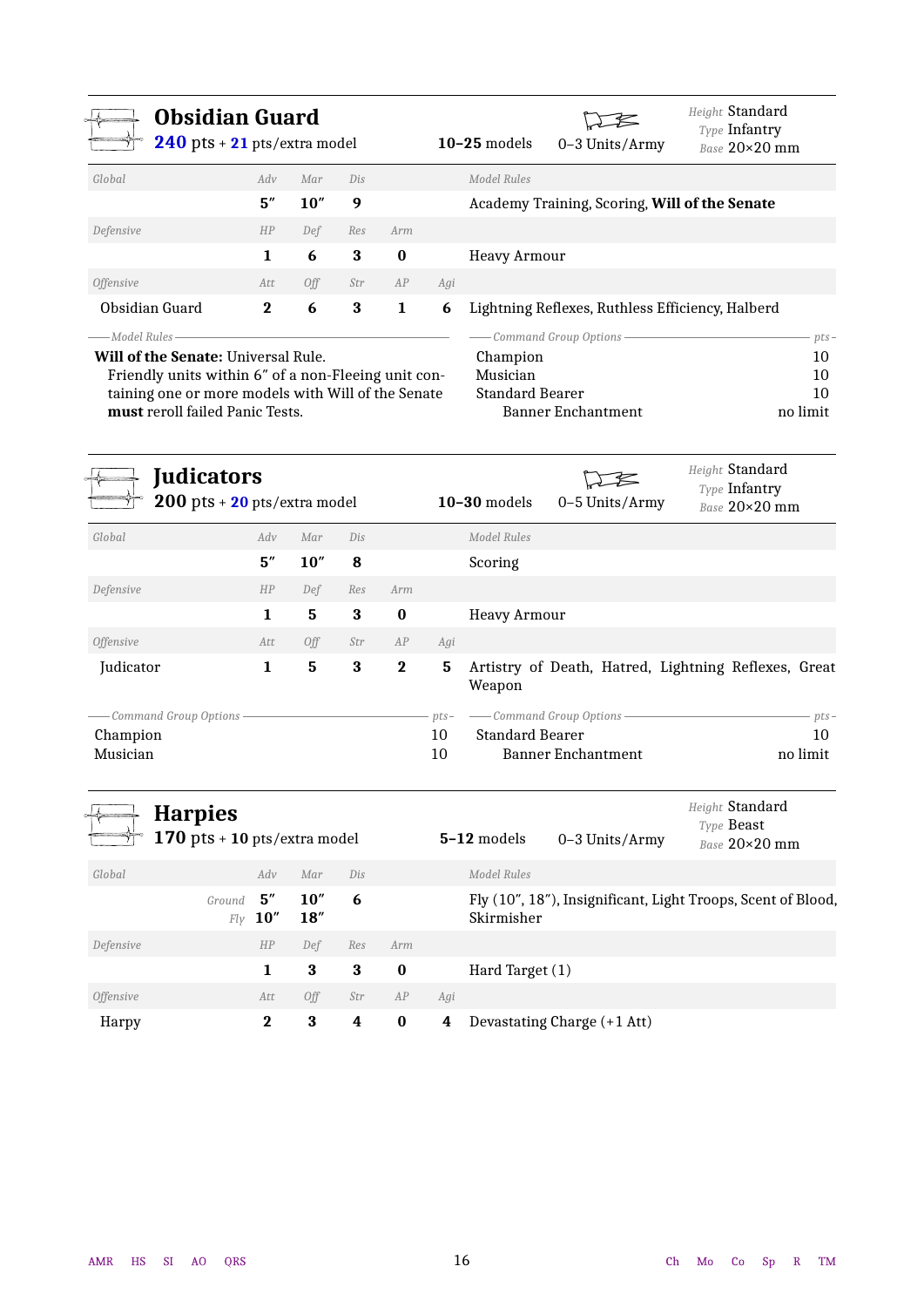## Obsidian Guard

**240** pts + **21** pts/extra model | **10–25** models | 0–3 Units/Army | *Height* Standard | *Type* Infantry | *Base* 20×20 mm

| *Global* | *Adv* | *Mar* | *Dis* | | | *Model Rules* |
|---|---|---|---|---|---|---|
| | **5″** | **10″** | **9** | | | Academy Training, Scoring, **Will of the Senate** |
| *Defensive* | *HP* | *Def* | *Res* | *Arm* | | |
| | **1** | **6** | **3** | **0** | | Heavy Armour |
| *Offensive* | *Att* | *Off* | *Str* | *AP* | *Agi* | |
| Obsidian Guard | **2** | **6** | **3** | **1** | **6** | Lightning Reflexes, Ruthless Efficiency, Halberd |

*Model Rules*

**Will of the Senate:** Universal Rule.
Friendly units within 6″ of a non-Fleeing unit containing one or more models with Will of the Senate **must** reroll failed Panic Tests.

| *Command Group Options* | *pts* |
|---|---|
| Champion | 10 |
| Musician | 10 |
| Standard Bearer | 10 |
| Banner Enchantment | no limit |

## Judicators

**200** pts + **20** pts/extra model | **10–30** models | 0–5 Units/Army | *Height* Standard | *Type* Infantry | *Base* 20×20 mm

| *Global* | *Adv* | *Mar* | *Dis* | | | *Model Rules* |
|---|---|---|---|---|---|---|
| | **5″** | **10″** | **8** | | | Scoring |
| *Defensive* | *HP* | *Def* | *Res* | *Arm* | | |
| | **1** | **5** | **3** | **0** | | Heavy Armour |
| *Offensive* | *Att* | *Off* | *Str* | *AP* | *Agi* | |
| Judicator | **1** | **5** | **3** | **2** | **5** | Artistry of Death, Hatred, Lightning Reflexes, Great Weapon |

| *Command Group Options* | *pts* |
|---|---|
| Champion | 10 |
| Musician | 10 |
| Standard Bearer | 10 |
| Banner Enchantment | no limit |

## Harpies

**170** pts + **10** pts/extra model | **5–12** models | 0–3 Units/Army | *Height* Standard | *Type* Beast | *Base* 20×20 mm

| *Global* | *Adv* | *Mar* | *Dis* | | | *Model Rules* |
|---|---|---|---|---|---|---|
| *Ground* | **5″** | **10″** | **6** | | | Fly (10″, 18″), Insignificant, Light Troops, Scent of Blood, Skirmisher |
| *Fly* | **10″** | **18″** | | | | |
| *Defensive* | *HP* | *Def* | *Res* | *Arm* | | |
| | **1** | **3** | **3** | **0** | | Hard Target (1) |
| *Offensive* | *Att* | *Off* | *Str* | *AP* | *Agi* | |
| Harpy | **2** | **3** | **4** | **0** | **4** | Devastating Charge (+1 Att) |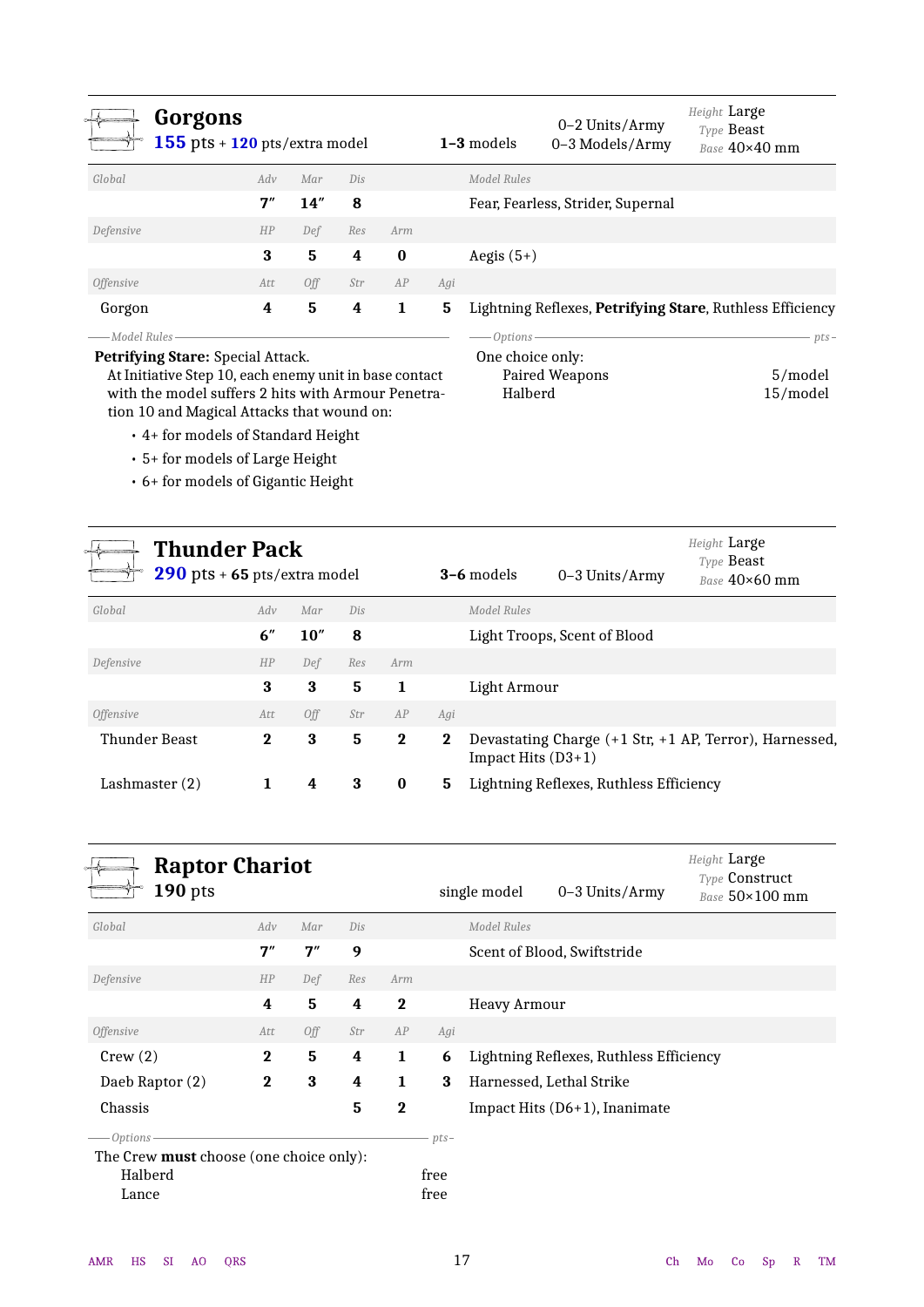## Gorgons

**155** pts + **120** pts/extra model | **1–3** models | 0–2 Units/Army, 0–3 Models/Army | *Height* Large, *Type* Beast, *Base* 40×40 mm

| *Global* | *Adv* | *Mar* | *Dis* | | | *Model Rules* |
|---|---|---|---|---|---|---|
| | **7″** | **14″** | **8** | | | Fear, Fearless, Strider, Supernal |
| *Defensive* | *HP* | *Def* | *Res* | *Arm* | | |
| | **3** | **5** | **4** | **0** | | Aegis (5+) |
| *Offensive* | *Att* | *Off* | *Str* | *AP* | *Agi* | |
| Gorgon | **4** | **5** | **4** | **1** | **5** | Lightning Reflexes, **Petrifying Stare**, Ruthless Efficiency |

*Model Rules*

**Petrifying Stare:** Special Attack.
At Initiative Step 10, each enemy unit in base contact with the model suffers 2 hits with Armour Penetration 10 and Magical Attacks that wound on:

- 4+ for models of Standard Height
- 5+ for models of Large Height
- 6+ for models of Gigantic Height

*Options* — *pts*

One choice only:

| | |
|---|---|
| Paired Weapons | 5/model |
| Halberd | 15/model |

## Thunder Pack

**290** pts + **65** pts/extra model | **3–6** models | 0–3 Units/Army | *Height* Large, *Type* Beast, *Base* 40×60 mm

| *Global* | *Adv* | *Mar* | *Dis* | | | *Model Rules* |
|---|---|---|---|---|---|---|
| | **6″** | **10″** | **8** | | | Light Troops, Scent of Blood |
| *Defensive* | *HP* | *Def* | *Res* | *Arm* | | |
| | **3** | **3** | **5** | **1** | | Light Armour |
| *Offensive* | *Att* | *Off* | *Str* | *AP* | *Agi* | |
| Thunder Beast | **2** | **3** | **5** | **2** | **2** | Devastating Charge (+1 Str, +1 AP, Terror), Harnessed, Impact Hits (D3+1) |
| Lashmaster (2) | **1** | **4** | **3** | **0** | **5** | Lightning Reflexes, Ruthless Efficiency |

## Raptor Chariot

**190** pts | single model | 0–3 Units/Army | *Height* Large, *Type* Construct, *Base* 50×100 mm

| *Global* | *Adv* | *Mar* | *Dis* | | | *Model Rules* |
|---|---|---|---|---|---|---|
| | **7″** | **7″** | **9** | | | Scent of Blood, Swiftstride |
| *Defensive* | *HP* | *Def* | *Res* | *Arm* | | |
| | **4** | **5** | **4** | **2** | | Heavy Armour |
| *Offensive* | *Att* | *Off* | *Str* | *AP* | *Agi* | |
| Crew (2) | **2** | **5** | **4** | **1** | **6** | Lightning Reflexes, Ruthless Efficiency |
| Daeb Raptor (2) | **2** | **3** | **4** | **1** | **3** | Harnessed, Lethal Strike |
| Chassis | | | **5** | **2** | | Impact Hits (D6+1), Inanimate |

*Options* — *pts*

The Crew **must** choose (one choice only):

| | |
|---|---|
| Halberd | free |
| Lance | free |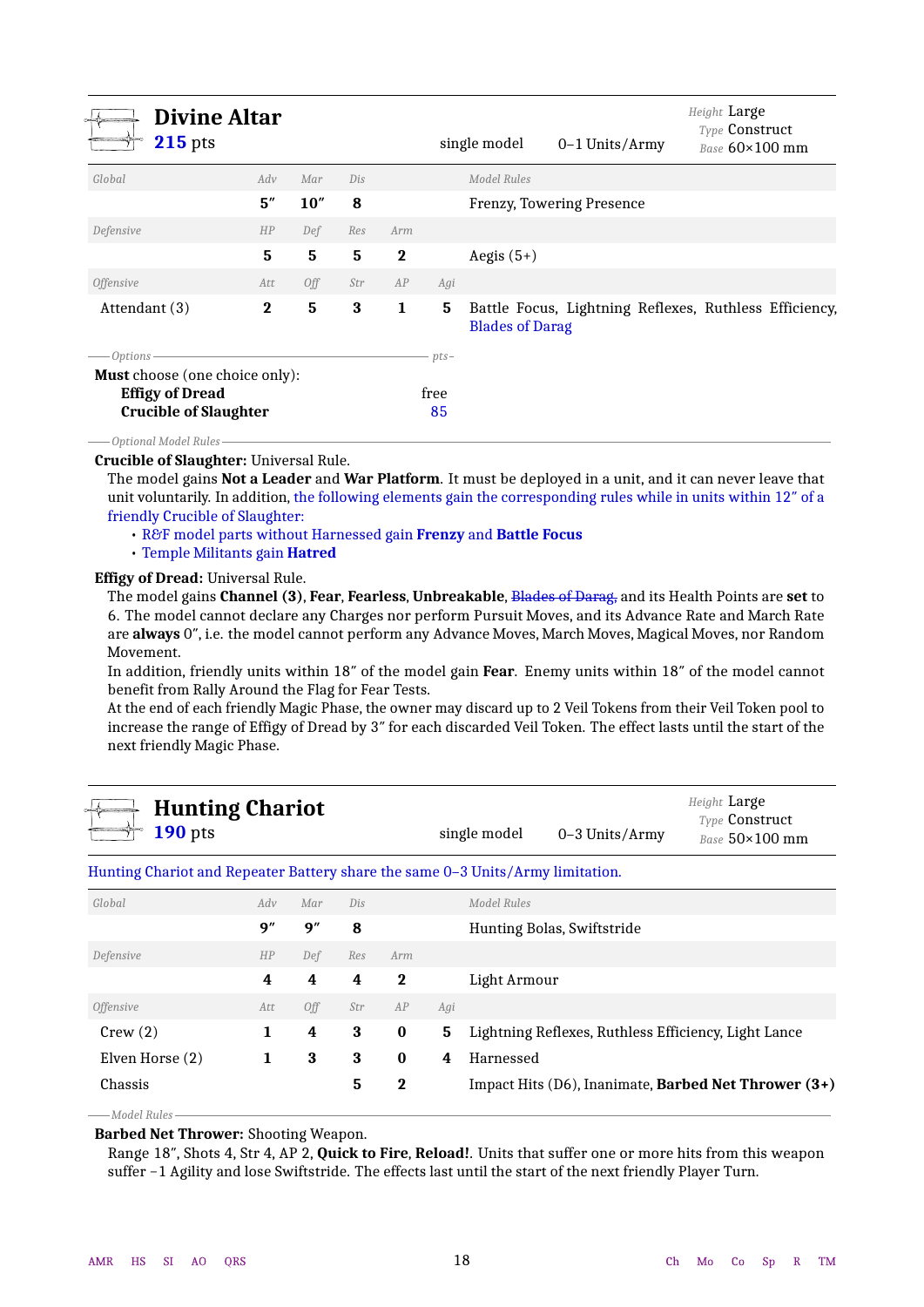## Divine Altar

**215** pts

single model | 0–1 Units/Army | Height Large | Type Construct | Base 60×100 mm

| Global | Adv | Mar | Dis | | | Model Rules |
|---|---|---|---|---|---|---|
| | **5″** | **10″** | **8** | | | Frenzy, Towering Presence |
| *Defensive* | *HP* | *Def* | *Res* | *Arm* | | |
| | **5** | **5** | **5** | **2** | | Aegis (5+) |
| *Offensive* | *Att* | *Off* | *Str* | *AP* | *Agi* | |
| Attendant (3) | **2** | **5** | **3** | **1** | **5** | Battle Focus, Lightning Reflexes, Ruthless Efficiency, Blades of Darag |

*Options* — *pts*

**Must** choose (one choice only):

| | |
|---|---|
| **Effigy of Dread** | free |
| **Crucible of Slaughter** | 85 |

*Optional Model Rules*

**Crucible of Slaughter:** Universal Rule.
The model gains **Not a Leader** and **War Platform**. It must be deployed in a unit, and it can never leave that unit voluntarily. In addition, the following elements gain the corresponding rules while in units within 12″ of a friendly Crucible of Slaughter:

- R&F model parts without Harnessed gain **Frenzy** and **Battle Focus**
- Temple Militants gain **Hatred**

**Effigy of Dread:** Universal Rule.
The model gains **Channel (3)**, **Fear**, **Fearless**, **Unbreakable**, ~~Blades of Darag,~~ and its Health Points are **set** to 6. The model cannot declare any Charges nor perform Pursuit Moves, and its Advance Rate and March Rate are **always** 0″, i.e. the model cannot perform any Advance Moves, March Moves, Magical Moves, nor Random Movement.
In addition, friendly units within 18″ of the model gain **Fear**. Enemy units within 18″ of the model cannot benefit from Rally Around the Flag for Fear Tests.
At the end of each friendly Magic Phase, the owner may discard up to 2 Veil Tokens from their Veil Token pool to increase the range of Effigy of Dread by 3″ for each discarded Veil Token. The effect lasts until the start of the next friendly Magic Phase.

## Hunting Chariot

**190** pts

single model | 0–3 Units/Army | Height Large | Type Construct | Base 50×100 mm

Hunting Chariot and Repeater Battery share the same 0–3 Units/Army limitation.

| Global | Adv | Mar | Dis | | | Model Rules |
|---|---|---|---|---|---|---|
| | **9″** | **9″** | **8** | | | Hunting Bolas, Swiftstride |
| *Defensive* | *HP* | *Def* | *Res* | *Arm* | | |
| | **4** | **4** | **4** | **2** | | Light Armour |
| *Offensive* | *Att* | *Off* | *Str* | *AP* | *Agi* | |
| Crew (2) | **1** | **4** | **3** | **0** | **5** | Lightning Reflexes, Ruthless Efficiency, Light Lance |
| Elven Horse (2) | **1** | **3** | **3** | **0** | **4** | Harnessed |
| Chassis | | | **5** | **2** | | Impact Hits (D6), Inanimate, **Barbed Net Thrower (3+)** |

*Model Rules*

**Barbed Net Thrower:** Shooting Weapon.
Range 18″, Shots 4, Str 4, AP 2, **Quick to Fire**, **Reload!**. Units that suffer one or more hits from this weapon suffer −1 Agility and lose Swiftstride. The effects last until the start of the next friendly Player Turn.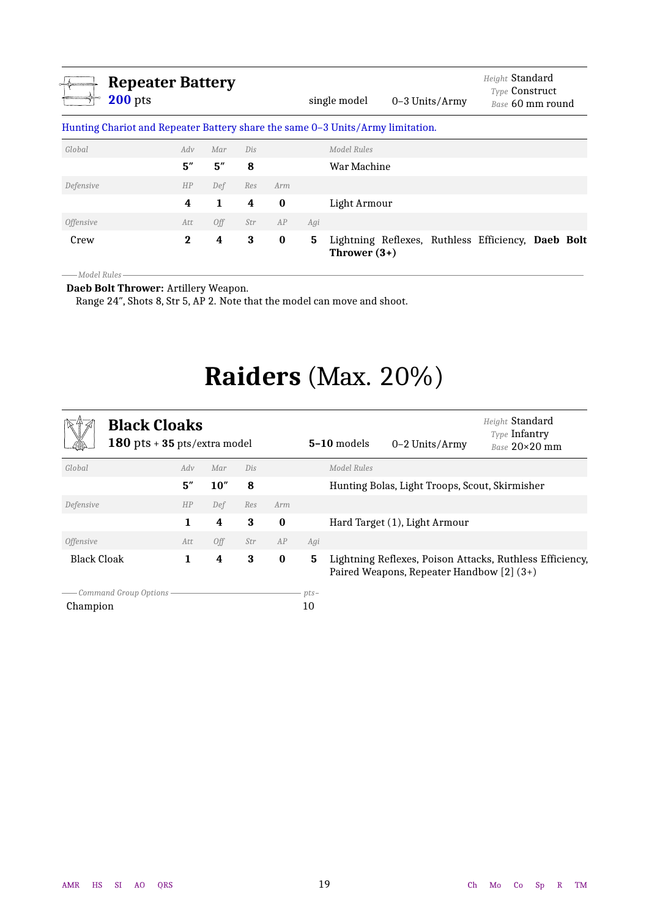### Repeater Battery

**200** pts | single model | 0–3 Units/Army | *Height* Standard, *Type* Construct, *Base* 60 mm round

Hunting Chariot and Repeater Battery share the same 0–3 Units/Army limitation.

| *Global* | *Adv* | *Mar* | *Dis* | | | *Model Rules* |
|---|---|---|---|---|---|---|
| | **5″** | **5″** | **8** | | | War Machine |
| *Defensive* | *HP* | *Def* | *Res* | *Arm* | | |
| | **4** | **1** | **4** | **0** | | Light Armour |
| *Offensive* | *Att* | *Off* | *Str* | *AP* | *Agi* | |
| Crew | **2** | **4** | **3** | **0** | **5** | Lightning Reflexes, Ruthless Efficiency, **Daeb Bolt Thrower (3+)** |

*Model Rules*

**Daeb Bolt Thrower:** Artillery Weapon.
Range 24″, Shots 8, Str 5, AP 2. Note that the model can move and shoot.

# **Raiders** (Max. 20%)

### Black Cloaks

**180** pts + **35** pts/extra model | **5–10** models | 0–2 Units/Army | *Height* Standard, *Type* Infantry, *Base* 20×20 mm

| *Global* | *Adv* | *Mar* | *Dis* | | | *Model Rules* |
|---|---|---|---|---|---|---|
| | **5″** | **10″** | **8** | | | Hunting Bolas, Light Troops, Scout, Skirmisher |
| *Defensive* | *HP* | *Def* | *Res* | *Arm* | | |
| | **1** | **4** | **3** | **0** | | Hard Target (1), Light Armour |
| *Offensive* | *Att* | *Off* | *Str* | *AP* | *Agi* | |
| Black Cloak | **1** | **4** | **3** | **0** | **5** | Lightning Reflexes, Poison Attacks, Ruthless Efficiency, Paired Weapons, Repeater Handbow [2] (3+) |

| *Command Group Options* | *pts* |
|---|---|
| Champion | 10 |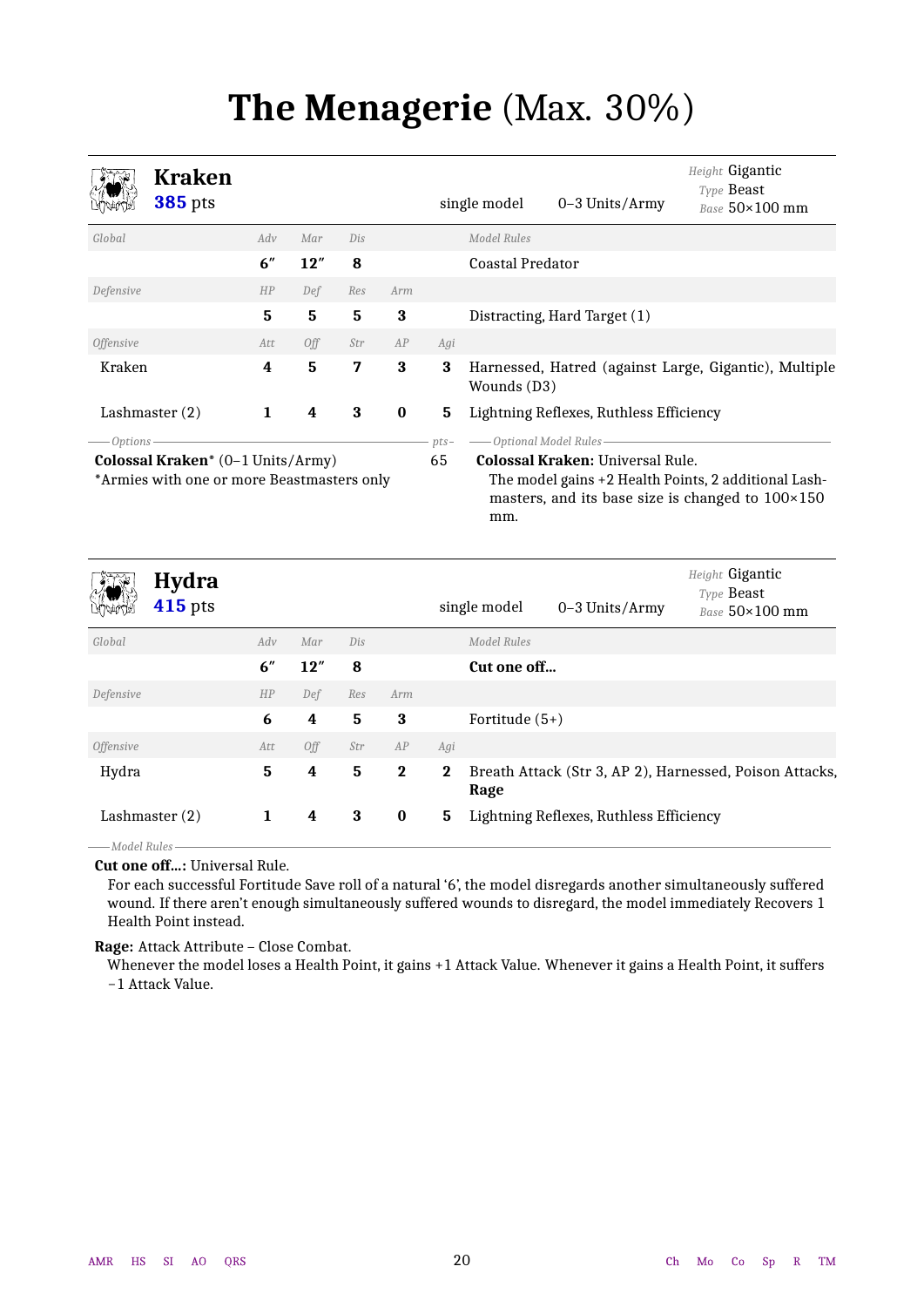# The Menagerie (Max. 30%)

## Kraken
**385** pts

single model | 0–3 Units/Army

*Height* Gigantic
*Type* Beast
*Base* 50×100 mm

| *Global* | *Adv* | *Mar* | *Dis* | | | *Model Rules* |
|---|---|---|---|---|---|---|
| | **6″** | **12″** | **8** | | | Coastal Predator |
| *Defensive* | *HP* | *Def* | *Res* | *Arm* | | |
| | **5** | **5** | **5** | **3** | | Distracting, Hard Target (1) |
| *Offensive* | *Att* | *Off* | *Str* | *AP* | *Agi* | |
| Kraken | **4** | **5** | **7** | **3** | **3** | Harnessed, Hatred (against Large, Gigantic), Multiple Wounds (D3) |
| Lashmaster (2) | **1** | **4** | **3** | **0** | **5** | Lightning Reflexes, Ruthless Efficiency |

*Options* — *pts*

**Colossal Kraken*** (0–1 Units/Army) — 65
*Armies with one or more Beastmasters only

*Optional Model Rules*

**Colossal Kraken:** Universal Rule.
The model gains +2 Health Points, 2 additional Lashmasters, and its base size is changed to 100×150 mm.

## Hydra
**415** pts

single model | 0–3 Units/Army

*Height* Gigantic
*Type* Beast
*Base* 50×100 mm

| *Global* | *Adv* | *Mar* | *Dis* | | | *Model Rules* |
|---|---|---|---|---|---|---|
| | **6″** | **12″** | **8** | | | **Cut one off...** |
| *Defensive* | *HP* | *Def* | *Res* | *Arm* | | |
| | **6** | **4** | **5** | **3** | | Fortitude (5+) |
| *Offensive* | *Att* | *Off* | *Str* | *AP* | *Agi* | |
| Hydra | **5** | **4** | **5** | **2** | **2** | Breath Attack (Str 3, AP 2), Harnessed, Poison Attacks, **Rage** |
| Lashmaster (2) | **1** | **4** | **3** | **0** | **5** | Lightning Reflexes, Ruthless Efficiency |

*Model Rules*

**Cut one off...:** Universal Rule.
For each successful Fortitude Save roll of a natural ‘6’, the model disregards another simultaneously suffered wound. If there aren’t enough simultaneously suffered wounds to disregard, the model immediately Recovers 1 Health Point instead.

**Rage:** Attack Attribute – Close Combat.
Whenever the model loses a Health Point, it gains +1 Attack Value. Whenever it gains a Health Point, it suffers −1 Attack Value.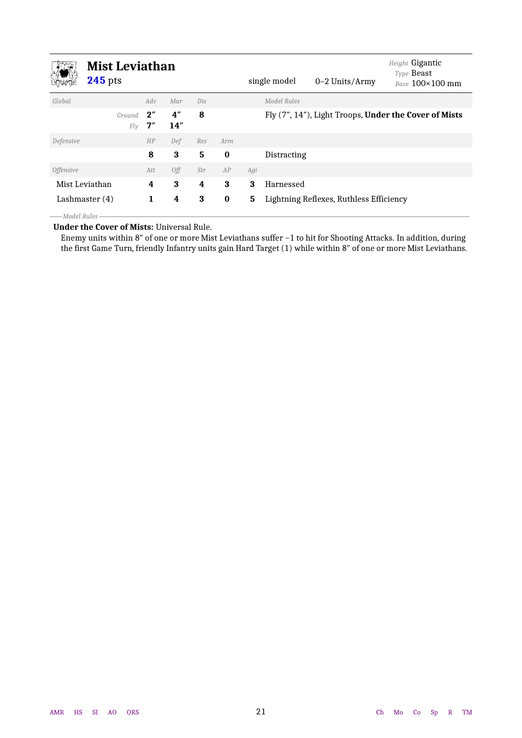## Mist Leviathan

**245** pts

single model | 0–2 Units/Army

*Height* Gigantic
*Type* Beast
*Base* 100×100 mm

| *Global* | *Adv* | *Mar* | *Dis* | | | *Model Rules* |
|---|---|---|---|---|---|---|
| *Ground* | **2″** | **4″** | **8** | | | Fly (7″, 14″), Light Troops, **Under the Cover of Mists** |
| *Fly* | **7″** | **14″** | | | | |
| *Defensive* | *HP* | *Def* | *Res* | *Arm* | | |
| | **8** | **3** | **5** | **0** | | Distracting |
| *Offensive* | *Att* | *Off* | *Str* | *AP* | *Agi* | |
| Mist Leviathan | **4** | **3** | **4** | **3** | **3** | Harnessed |
| Lashmaster (4) | **1** | **4** | **3** | **0** | **5** | Lightning Reflexes, Ruthless Efficiency |

*Model Rules*

**Under the Cover of Mists:** Universal Rule.
Enemy units within 8″ of one or more Mist Leviathans suffer −1 to hit for Shooting Attacks. In addition, during the first Game Turn, friendly Infantry units gain Hard Target (1) while within 8″ of one or more Mist Leviathans.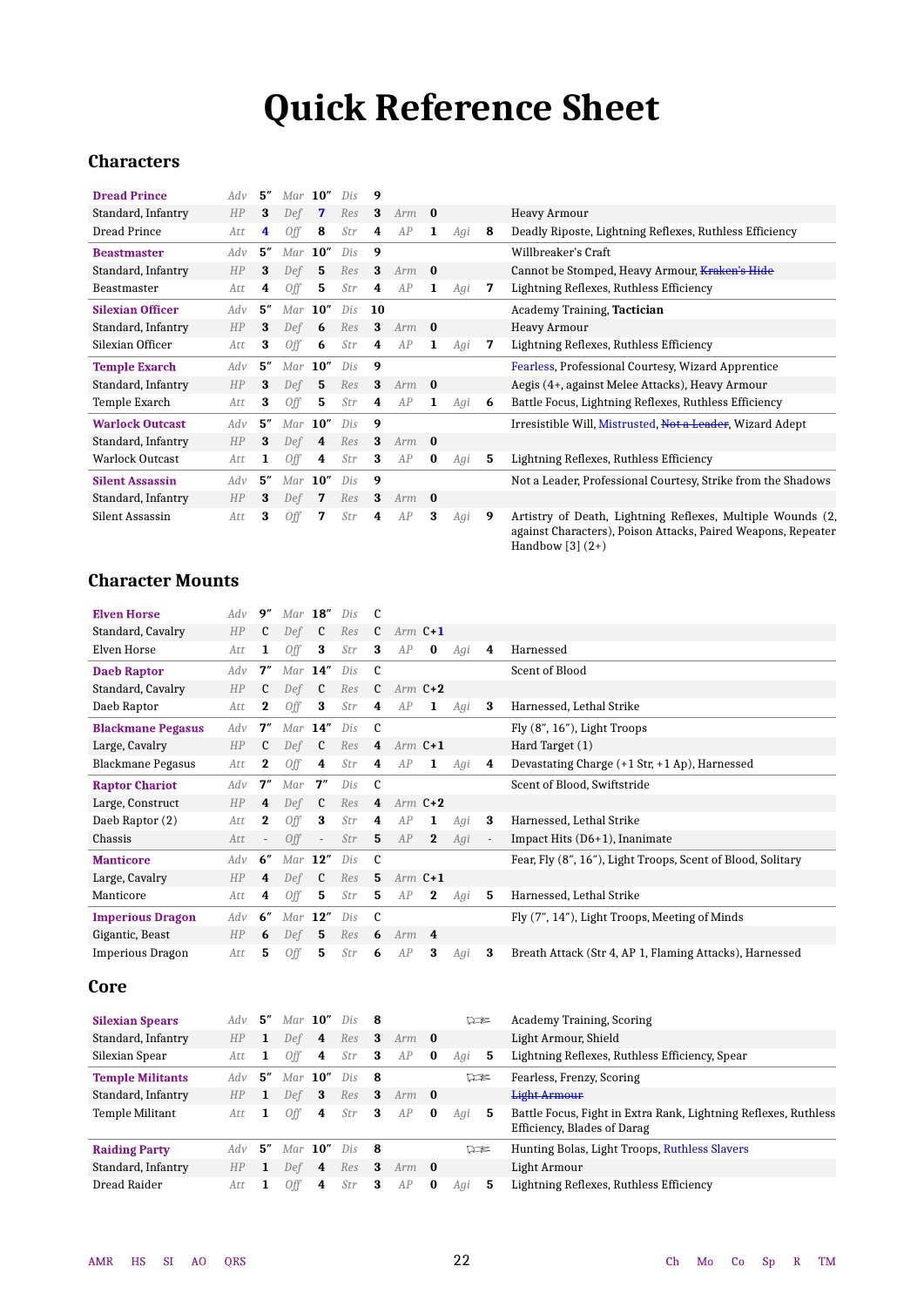# Quick Reference Sheet

## Characters

| Unit | | | | | | | | | | | | | Rules |
|---|---|---|---|---|---|---|---|---|---|---|---|---|---|
| **Dread Prince** | *Adv* | 5″ | *Mar* | 10″ | *Dis* | 9 | | | | | | | |
| Standard, Infantry | *HP* | 3 | *Def* | 7 | *Res* | 3 | *Arm* | 0 | | | | | Heavy Armour |
| Dread Prince | *Att* | 4 | *Off* | 8 | *Str* | 4 | *AP* | 1 | *Agi* | 8 | | | Deadly Riposte, Lightning Reflexes, Ruthless Efficiency |
| **Beastmaster** | *Adv* | 5″ | *Mar* | 10″ | *Dis* | 9 | | | | | | | Willbreaker's Craft |
| Standard, Infantry | *HP* | 3 | *Def* | 5 | *Res* | 3 | *Arm* | 0 | | | | | Cannot be Stomped, Heavy Armour, ~~Kraken's Hide~~ |
| Beastmaster | *Att* | 4 | *Off* | 5 | *Str* | 4 | *AP* | 1 | *Agi* | 7 | | | Lightning Reflexes, Ruthless Efficiency |
| **Silexian Officer** | *Adv* | 5″ | *Mar* | 10″ | *Dis* | 10 | | | | | | | Academy Training, **Tactician** |
| Standard, Infantry | *HP* | 3 | *Def* | 6 | *Res* | 3 | *Arm* | 0 | | | | | Heavy Armour |
| Silexian Officer | *Att* | 3 | *Off* | 6 | *Str* | 4 | *AP* | 1 | *Agi* | 7 | | | Lightning Reflexes, Ruthless Efficiency |
| **Temple Exarch** | *Adv* | 5″ | *Mar* | 10″ | *Dis* | 9 | | | | | | | Fearless, Professional Courtesy, Wizard Apprentice |
| Standard, Infantry | *HP* | 3 | *Def* | 5 | *Res* | 3 | *Arm* | 0 | | | | | Aegis (4+, against Melee Attacks), Heavy Armour |
| Temple Exarch | *Att* | 3 | *Off* | 5 | *Str* | 4 | *AP* | 1 | *Agi* | 6 | | | Battle Focus, Lightning Reflexes, Ruthless Efficiency |
| **Warlock Outcast** | *Adv* | 5″ | *Mar* | 10″ | *Dis* | 9 | | | | | | | Irresistible Will, Mistrusted, ~~Not a Leader~~, Wizard Adept |
| Standard, Infantry | *HP* | 3 | *Def* | 4 | *Res* | 3 | *Arm* | 0 | | | | | |
| Warlock Outcast | *Att* | 1 | *Off* | 4 | *Str* | 3 | *AP* | 0 | *Agi* | 5 | | | Lightning Reflexes, Ruthless Efficiency |
| **Silent Assassin** | *Adv* | 5″ | *Mar* | 10″ | *Dis* | 9 | | | | | | | Not a Leader, Professional Courtesy, Strike from the Shadows |
| Standard, Infantry | *HP* | 3 | *Def* | 7 | *Res* | 3 | *Arm* | 0 | | | | | |
| Silent Assassin | *Att* | 3 | *Off* | 7 | *Str* | 4 | *AP* | 3 | *Agi* | 9 | | | Artistry of Death, Lightning Reflexes, Multiple Wounds (2, against Characters), Poison Attacks, Paired Weapons, Repeater Handbow [3] (2+) |

## Character Mounts

| Unit | | | | | | | | | | | Rules |
|---|---|---|---|---|---|---|---|---|---|---|---|
| **Elven Horse** | *Adv* | 9″ | *Mar* | 18″ | *Dis* | C | | | | | |
| Standard, Cavalry | *HP* | C | *Def* | C | *Res* | C | *Arm* | C+1 | | | |
| Elven Horse | *Att* | 1 | *Off* | 3 | *Str* | 3 | *AP* | 0 | *Agi* | 4 | Harnessed |
| **Daeb Raptor** | *Adv* | 7″ | *Mar* | 14″ | *Dis* | C | | | | | Scent of Blood |
| Standard, Cavalry | *HP* | C | *Def* | C | *Res* | C | *Arm* | C+2 | | | |
| Daeb Raptor | *Att* | 2 | *Off* | 3 | *Str* | 4 | *AP* | 1 | *Agi* | 3 | Harnessed, Lethal Strike |
| **Blackmane Pegasus** | *Adv* | 7″ | *Mar* | 14″ | *Dis* | C | | | | | Fly (8″, 16″), Light Troops |
| Large, Cavalry | *HP* | C | *Def* | C | *Res* | 4 | *Arm* | C+1 | | | Hard Target (1) |
| Blackmane Pegasus | *Att* | 2 | *Off* | 4 | *Str* | 4 | *AP* | 1 | *Agi* | 4 | Devastating Charge (+1 Str, +1 Ap), Harnessed |
| **Raptor Chariot** | *Adv* | 7″ | *Mar* | 7″ | *Dis* | C | | | | | Scent of Blood, Swiftstride |
| Large, Construct | *HP* | 4 | *Def* | C | *Res* | 4 | *Arm* | C+2 | | | |
| Daeb Raptor (2) | *Att* | 2 | *Off* | 3 | *Str* | 4 | *AP* | 1 | *Agi* | 3 | Harnessed, Lethal Strike |
| Chassis | *Att* | - | *Off* | - | *Str* | 5 | *AP* | 2 | *Agi* | - | Impact Hits (D6+1), Inanimate |
| **Manticore** | *Adv* | 6″ | *Mar* | 12″ | *Dis* | C | | | | | Fear, Fly (8″, 16″), Light Troops, Scent of Blood, Solitary |
| Large, Cavalry | *HP* | 4 | *Def* | C | *Res* | 5 | *Arm* | C+1 | | | |
| Manticore | *Att* | 4 | *Off* | 5 | *Str* | 5 | *AP* | 2 | *Agi* | 5 | Harnessed, Lethal Strike |
| **Imperious Dragon** | *Adv* | 6″ | *Mar* | 12″ | *Dis* | C | | | | | Fly (7″, 14″), Light Troops, Meeting of Minds |
| Gigantic, Beast | *HP* | 6 | *Def* | 5 | *Res* | 6 | *Arm* | 4 | | | |
| Imperious Dragon | *Att* | 5 | *Off* | 5 | *Str* | 6 | *AP* | 3 | *Agi* | 3 | Breath Attack (Str 4, AP 1, Flaming Attacks), Harnessed |

## Core

| Unit | | | | | | | | | | | | Rules |
|---|---|---|---|---|---|---|---|---|---|---|---|---|
| **Silexian Spears** | *Adv* | 5″ | *Mar* | 10″ | *Dis* | 8 | | | | | (banner) | Academy Training, Scoring |
| Standard, Infantry | *HP* | 1 | *Def* | 4 | *Res* | 3 | *Arm* | 0 | | | | Light Armour, Shield |
| Silexian Spear | *Att* | 1 | *Off* | 4 | *Str* | 3 | *AP* | 0 | *Agi* | 5 | | Lightning Reflexes, Ruthless Efficiency, Spear |
| **Temple Militants** | *Adv* | 5″ | *Mar* | 10″ | *Dis* | 8 | | | | | (banner) | Fearless, Frenzy, Scoring |
| Standard, Infantry | *HP* | 1 | *Def* | 3 | *Res* | 3 | *Arm* | 0 | | | | ~~Light Armour~~ |
| Temple Militant | *Att* | 1 | *Off* | 4 | *Str* | 3 | *AP* | 0 | *Agi* | 5 | | Battle Focus, Fight in Extra Rank, Lightning Reflexes, Ruthless Efficiency, Blades of Darag |
| **Raiding Party** | *Adv* | 5″ | *Mar* | 10″ | *Dis* | 8 | | | | | (banner) | Hunting Bolas, Light Troops, Ruthless Slavers |
| Standard, Infantry | *HP* | 1 | *Def* | 4 | *Res* | 3 | *Arm* | 0 | | | | Light Armour |
| Dread Raider | *Att* | 1 | *Off* | 4 | *Str* | 3 | *AP* | 0 | *Agi* | 5 | | Lightning Reflexes, Ruthless Efficiency |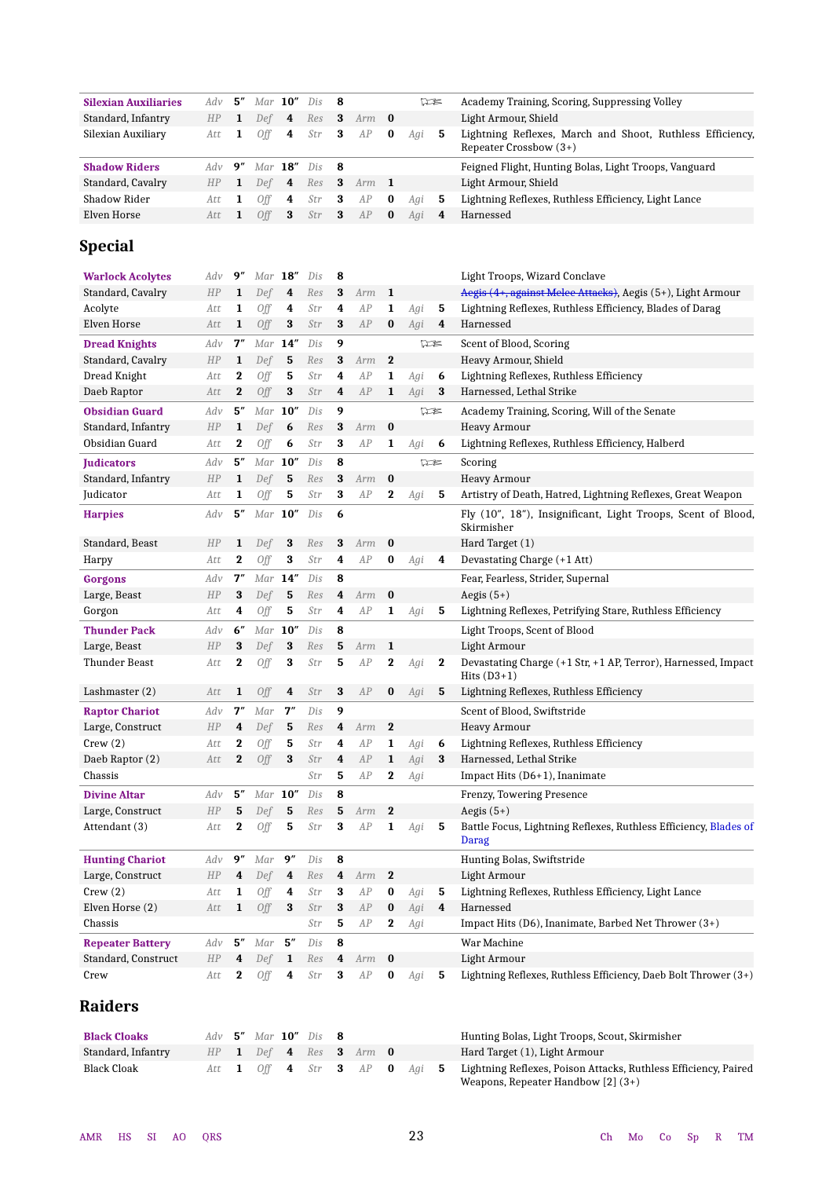| | | | | | | | | | | | | | |
|---|---|---|---|---|---|---|---|---|---|---|---|---|---|
| **Silexian Auxiliaries** | *Adv* | **5″** | *Mar* | **10″** | *Dis* | **8** | | | | | | ⚐ | Academy Training, Scoring, Suppressing Volley |
| Standard, Infantry | *HP* | **1** | *Def* | **4** | *Res* | **3** | *Arm* | **0** | | | | | Light Armour, Shield |
| Silexian Auxiliary | *Att* | **1** | *Off* | **4** | *Str* | **3** | *AP* | **0** | *Agi* | **5** | | | Lightning Reflexes, March and Shoot, Ruthless Efficiency, Repeater Crossbow (3+) |
| **Shadow Riders** | *Adv* | **9″** | *Mar* | **18″** | *Dis* | **8** | | | | | | | Feigned Flight, Hunting Bolas, Light Troops, Vanguard |
| Standard, Cavalry | *HP* | **1** | *Def* | **4** | *Res* | **3** | *Arm* | **1** | | | | | Light Armour, Shield |
| Shadow Rider | *Att* | **1** | *Off* | **4** | *Str* | **3** | *AP* | **0** | *Agi* | **5** | | | Lightning Reflexes, Ruthless Efficiency, Light Lance |
| Elven Horse | *Att* | **1** | *Off* | **3** | *Str* | **3** | *AP* | **0** | *Agi* | **4** | | | Harnessed |

## Special

| | | | | | | | | | | | | | |
|---|---|---|---|---|---|---|---|---|---|---|---|---|---|
| **Warlock Acolytes** | *Adv* | **9″** | *Mar* | **18″** | *Dis* | **8** | | | | | | | Light Troops, Wizard Conclave |
| Standard, Cavalry | *HP* | **1** | *Def* | **4** | *Res* | **3** | *Arm* | **1** | | | | | ~~Aegis (4+, against Melee Attacks)~~, Aegis (5+), Light Armour |
| Acolyte | *Att* | **1** | *Off* | **4** | *Str* | **4** | *AP* | **1** | *Agi* | **5** | | | Lightning Reflexes, Ruthless Efficiency, Blades of Darag |
| Elven Horse | *Att* | **1** | *Off* | **3** | *Str* | **3** | *AP* | **0** | *Agi* | **4** | | | Harnessed |
| **Dread Knights** | *Adv* | **7″** | *Mar* | **14″** | *Dis* | **9** | | | | | | ⚐ | Scent of Blood, Scoring |
| Standard, Cavalry | *HP* | **1** | *Def* | **5** | *Res* | **3** | *Arm* | **2** | | | | | Heavy Armour, Shield |
| Dread Knight | *Att* | **2** | *Off* | **5** | *Str* | **4** | *AP* | **1** | *Agi* | **6** | | | Lightning Reflexes, Ruthless Efficiency |
| Daeb Raptor | *Att* | **2** | *Off* | **3** | *Str* | **4** | *AP* | **1** | *Agi* | **3** | | | Harnessed, Lethal Strike |
| **Obsidian Guard** | *Adv* | **5″** | *Mar* | **10″** | *Dis* | **9** | | | | | | ⚐ | Academy Training, Scoring, Will of the Senate |
| Standard, Infantry | *HP* | **1** | *Def* | **6** | *Res* | **3** | *Arm* | **0** | | | | | Heavy Armour |
| Obsidian Guard | *Att* | **2** | *Off* | **6** | *Str* | **3** | *AP* | **1** | *Agi* | **6** | | | Lightning Reflexes, Ruthless Efficiency, Halberd |
| **Judicators** | *Adv* | **5″** | *Mar* | **10″** | *Dis* | **8** | | | | | | ⚐ | Scoring |
| Standard, Infantry | *HP* | **1** | *Def* | **5** | *Res* | **3** | *Arm* | **0** | | | | | Heavy Armour |
| Judicator | *Att* | **1** | *Off* | **5** | *Str* | **3** | *AP* | **2** | *Agi* | **5** | | | Artistry of Death, Hatred, Lightning Reflexes, Great Weapon |
| **Harpies** | *Adv* | **5″** | *Mar* | **10″** | *Dis* | **6** | | | | | | | Fly (10″, 18″), Insignificant, Light Troops, Scent of Blood, Skirmisher |
| Standard, Beast | *HP* | **1** | *Def* | **3** | *Res* | **3** | *Arm* | **0** | | | | | Hard Target (1) |
| Harpy | *Att* | **2** | *Off* | **3** | *Str* | **4** | *AP* | **0** | *Agi* | **4** | | | Devastating Charge (+1 Att) |
| **Gorgons** | *Adv* | **7″** | *Mar* | **14″** | *Dis* | **8** | | | | | | | Fear, Fearless, Strider, Supernal |
| Large, Beast | *HP* | **3** | *Def* | **5** | *Res* | **4** | *Arm* | **0** | | | | | Aegis (5+) |
| Gorgon | *Att* | **4** | *Off* | **5** | *Str* | **4** | *AP* | **1** | *Agi* | **5** | | | Lightning Reflexes, Petrifying Stare, Ruthless Efficiency |
| **Thunder Pack** | *Adv* | **6″** | *Mar* | **10″** | *Dis* | **8** | | | | | | | Light Troops, Scent of Blood |
| Large, Beast | *HP* | **3** | *Def* | **3** | *Res* | **5** | *Arm* | **1** | | | | | Light Armour |
| Thunder Beast | *Att* | **2** | *Off* | **3** | *Str* | **5** | *AP* | **2** | *Agi* | **2** | | | Devastating Charge (+1 Str, +1 AP, Terror), Harnessed, Impact Hits (D3+1) |
| Lashmaster (2) | *Att* | **1** | *Off* | **4** | *Str* | **3** | *AP* | **0** | *Agi* | **5** | | | Lightning Reflexes, Ruthless Efficiency |
| **Raptor Chariot** | *Adv* | **7″** | *Mar* | **7″** | *Dis* | **9** | | | | | | | Scent of Blood, Swiftstride |
| Large, Construct | *HP* | **4** | *Def* | **5** | *Res* | **4** | *Arm* | **2** | | | | | Heavy Armour |
| Crew (2) | *Att* | **2** | *Off* | **5** | *Str* | **4** | *AP* | **1** | *Agi* | **6** | | | Lightning Reflexes, Ruthless Efficiency |
| Daeb Raptor (2) | *Att* | **2** | *Off* | **3** | *Str* | **4** | *AP* | **1** | *Agi* | **3** | | | Harnessed, Lethal Strike |
| Chassis | | | | | *Str* | **5** | *AP* | **2** | *Agi* | | | | Impact Hits (D6+1), Inanimate |
| **Divine Altar** | *Adv* | **5″** | *Mar* | **10″** | *Dis* | **8** | | | | | | | Frenzy, Towering Presence |
| Large, Construct | *HP* | **5** | *Def* | **5** | *Res* | **5** | *Arm* | **2** | | | | | Aegis (5+) |
| Attendant (3) | *Att* | **2** | *Off* | **5** | *Str* | **3** | *AP* | **1** | *Agi* | **5** | | | Battle Focus, Lightning Reflexes, Ruthless Efficiency, Blades of Darag |
| **Hunting Chariot** | *Adv* | **9″** | *Mar* | **9″** | *Dis* | **8** | | | | | | | Hunting Bolas, Swiftstride |
| Large, Construct | *HP* | **4** | *Def* | **4** | *Res* | **4** | *Arm* | **2** | | | | | Light Armour |
| Crew (2) | *Att* | **1** | *Off* | **4** | *Str* | **3** | *AP* | **0** | *Agi* | **5** | | | Lightning Reflexes, Ruthless Efficiency, Light Lance |
| Elven Horse (2) | *Att* | **1** | *Off* | **3** | *Str* | **3** | *AP* | **0** | *Agi* | **4** | | | Harnessed |
| Chassis | | | | | *Str* | **5** | *AP* | **2** | *Agi* | | | | Impact Hits (D6), Inanimate, Barbed Net Thrower (3+) |
| **Repeater Battery** | *Adv* | **5″** | *Mar* | **5″** | *Dis* | **8** | | | | | | | War Machine |
| Standard, Construct | *HP* | **4** | *Def* | **1** | *Res* | **4** | *Arm* | **0** | | | | | Light Armour |
| Crew | *Att* | **2** | *Off* | **4** | *Str* | **3** | *AP* | **0** | *Agi* | **5** | | | Lightning Reflexes, Ruthless Efficiency, Daeb Bolt Thrower (3+) |

## Raiders

| | | | | | | | | | | | | | |
|---|---|---|---|---|---|---|---|---|---|---|---|---|---|
| **Black Cloaks** | *Adv* | **5″** | *Mar* | **10″** | *Dis* | **8** | | | | | | | Hunting Bolas, Light Troops, Scout, Skirmisher |
| Standard, Infantry | *HP* | **1** | *Def* | **4** | *Res* | **3** | *Arm* | **0** | | | | | Hard Target (1), Light Armour |
| Black Cloak | *Att* | **1** | *Off* | **4** | *Str* | **3** | *AP* | **0** | *Agi* | **5** | | | Lightning Reflexes, Poison Attacks, Ruthless Efficiency, Paired Weapons, Repeater Handbow [2] (3+) |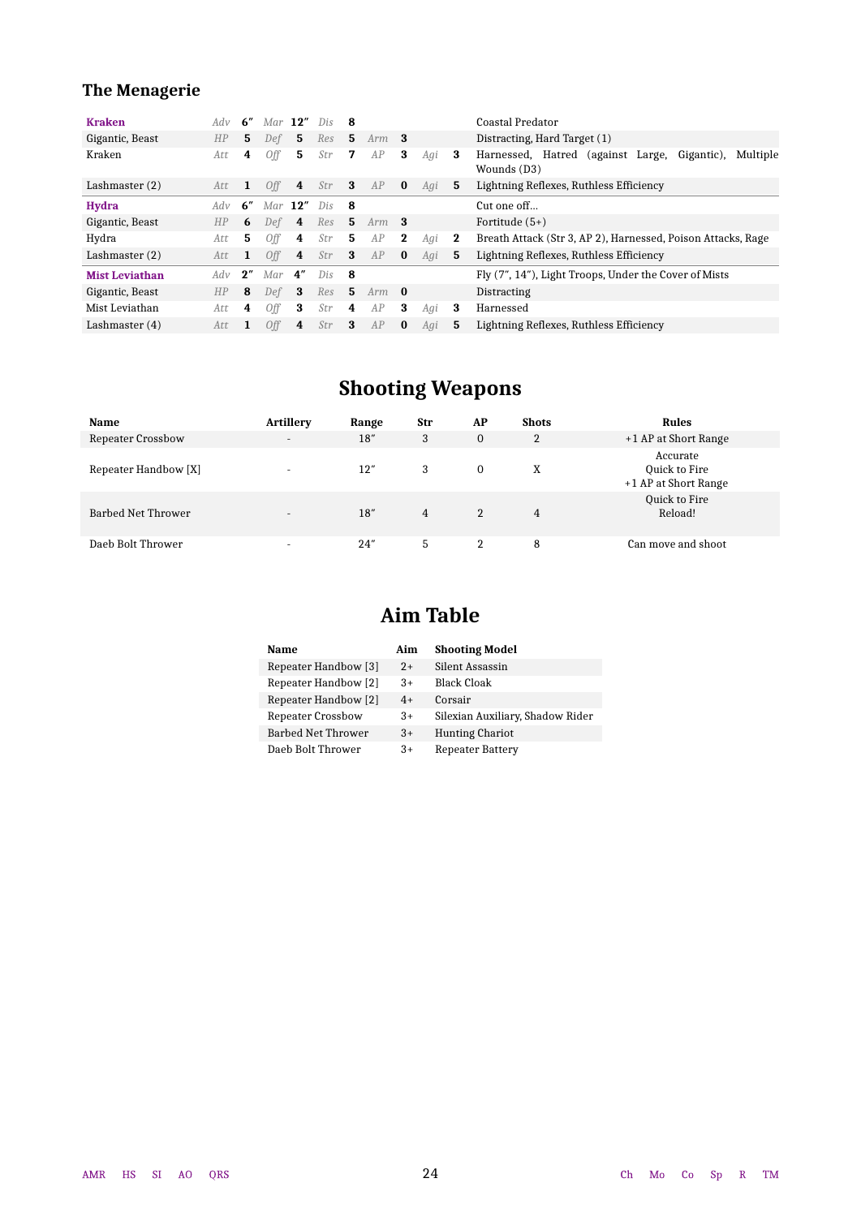### The Menagerie

| | | | | | | | | | | | | | | |
|---|---|---|---|---|---|---|---|---|---|---|---|---|---|---|
| **Kraken** | *Adv* | **6″** | *Mar* | **12″** | *Dis* | **8** | | | | | | | | Coastal Predator |
| Gigantic, Beast | *HP* | **5** | *Def* | **5** | *Res* | **5** | *Arm* | **3** | | | | | | Distracting, Hard Target (1) |
| Kraken | *Att* | **4** | *Off* | **5** | *Str* | **7** | *AP* | **3** | *Agi* | **3** | | | | Harnessed, Hatred (against Large, Gigantic), Multiple Wounds (D3) |
| Lashmaster (2) | *Att* | **1** | *Off* | **4** | *Str* | **3** | *AP* | **0** | *Agi* | **5** | | | | Lightning Reflexes, Ruthless Efficiency |
| **Hydra** | *Adv* | **6″** | *Mar* | **12″** | *Dis* | **8** | | | | | | | | Cut one off… |
| Gigantic, Beast | *HP* | **6** | *Def* | **4** | *Res* | **5** | *Arm* | **3** | | | | | | Fortitude (5+) |
| Hydra | *Att* | **5** | *Off* | **4** | *Str* | **5** | *AP* | **2** | *Agi* | **2** | | | | Breath Attack (Str 3, AP 2), Harnessed, Poison Attacks, Rage |
| Lashmaster (2) | *Att* | **1** | *Off* | **4** | *Str* | **3** | *AP* | **0** | *Agi* | **5** | | | | Lightning Reflexes, Ruthless Efficiency |
| **Mist Leviathan** | *Adv* | **2″** | *Mar* | **4″** | *Dis* | **8** | | | | | | | | Fly (7″, 14″), Light Troops, Under the Cover of Mists |
| Gigantic, Beast | *HP* | **8** | *Def* | **3** | *Res* | **5** | *Arm* | **0** | | | | | | Distracting |
| Mist Leviathan | *Att* | **4** | *Off* | **3** | *Str* | **4** | *AP* | **3** | *Agi* | **3** | | | | Harnessed |
| Lashmaster (4) | *Att* | **1** | *Off* | **4** | *Str* | **3** | *AP* | **0** | *Agi* | **5** | | | | Lightning Reflexes, Ruthless Efficiency |

## Shooting Weapons

| Name | Artillery | Range | Str | AP | Shots | Rules |
|---|---|---|---|---|---|---|
| Repeater Crossbow | - | 18″ | 3 | 0 | 2 | +1 AP at Short Range |
| Repeater Handbow [X] | - | 12″ | 3 | 0 | X | Accurate<br>Quick to Fire<br>+1 AP at Short Range |
| Barbed Net Thrower | - | 18″ | 4 | 2 | 4 | Quick to Fire<br>Reload! |
| Daeb Bolt Thrower | - | 24″ | 5 | 2 | 8 | Can move and shoot |

## Aim Table

| Name | Aim | Shooting Model |
|---|---|---|
| Repeater Handbow [3] | 2+ | Silent Assassin |
| Repeater Handbow [2] | 3+ | Black Cloak |
| Repeater Handbow [2] | 4+ | Corsair |
| Repeater Crossbow | 3+ | Silexian Auxiliary, Shadow Rider |
| Barbed Net Thrower | 3+ | Hunting Chariot |
| Daeb Bolt Thrower | 3+ | Repeater Battery |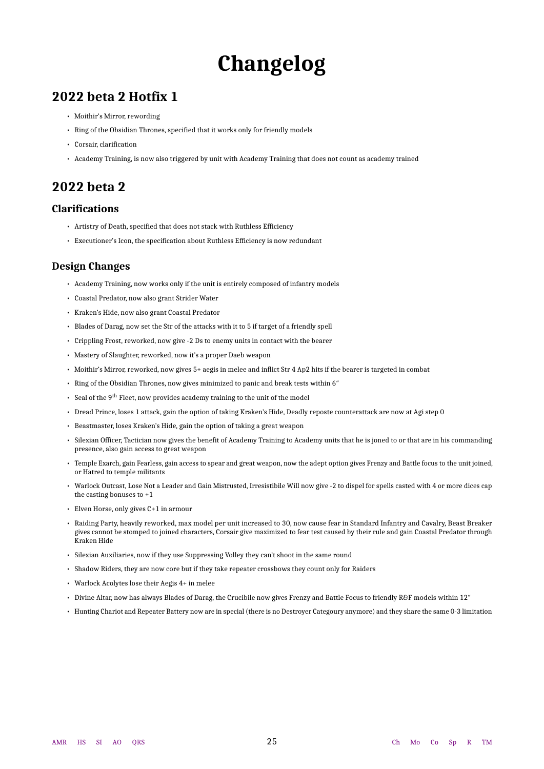# Changelog

## 2022 beta 2 Hotfix 1

- Moithir's Mirror, rewording
- Ring of the Obsidian Thrones, specified that it works only for friendly models
- Corsair, clarification
- Academy Training, is now also triggered by unit with Academy Training that does not count as academy trained

## 2022 beta 2

### Clarifications

- Artistry of Death, specified that does not stack with Ruthless Efficiency
- Executioner's Icon, the specification about Ruthless Efficiency is now redundant

### Design Changes

- Academy Training, now works only if the unit is entirely composed of infantry models
- Coastal Predator, now also grant Strider Water
- Kraken's Hide, now also grant Coastal Predator
- Blades of Darag, now set the Str of the attacks with it to 5 if target of a friendly spell
- Crippling Frost, reworked, now give -2 Ds to enemy units in contact with the bearer
- Mastery of Slaughter, reworked, now it's a proper Daeb weapon
- Moithir's Mirror, reworked, now gives 5+ aegis in melee and inflict Str 4 Ap2 hits if the bearer is targeted in combat
- Ring of the Obsidian Thrones, now gives minimized to panic and break tests within 6″
- Seal of the 9th Fleet, now provides academy training to the unit of the model
- Dread Prince, loses 1 attack, gain the option of taking Kraken's Hide, Deadly reposte counterattack are now at Agi step 0
- Beastmaster, loses Kraken's Hide, gain the option of taking a great weapon
- Silexian Officer, Tactician now gives the benefit of Academy Training to Academy units that he is joned to or that are in his commanding presence, also gain access to great weapon
- Temple Exarch, gain Fearless, gain access to spear and great weapon, now the adept option gives Frenzy and Battle focus to the unit joined, or Hatred to temple militants
- Warlock Outcast, Lose Not a Leader and Gain Mistrusted, Irresistibile Will now give -2 to dispel for spells casted with 4 or more dices cap the casting bonuses to +1
- Elven Horse, only gives C+1 in armour
- Raiding Party, heavily reworked, max model per unit increased to 30, now cause fear in Standard Infantry and Cavalry, Beast Breaker gives cannot be stomped to joined characters, Corsair give maximized to fear test caused by their rule and gain Coastal Predator through Kraken Hide
- Silexian Auxiliaries, now if they use Suppressing Volley they can't shoot in the same round
- Shadow Riders, they are now core but if they take repeater crossbows they count only for Raiders
- Warlock Acolytes lose their Aegis 4+ in melee
- Divine Altar, now has always Blades of Darag, the Crucibile now gives Frenzy and Battle Focus to friendly R&F models within 12″
- Hunting Chariot and Repeater Battery now are in special (there is no Destroyer Categoury anymore) and they share the same 0-3 limitation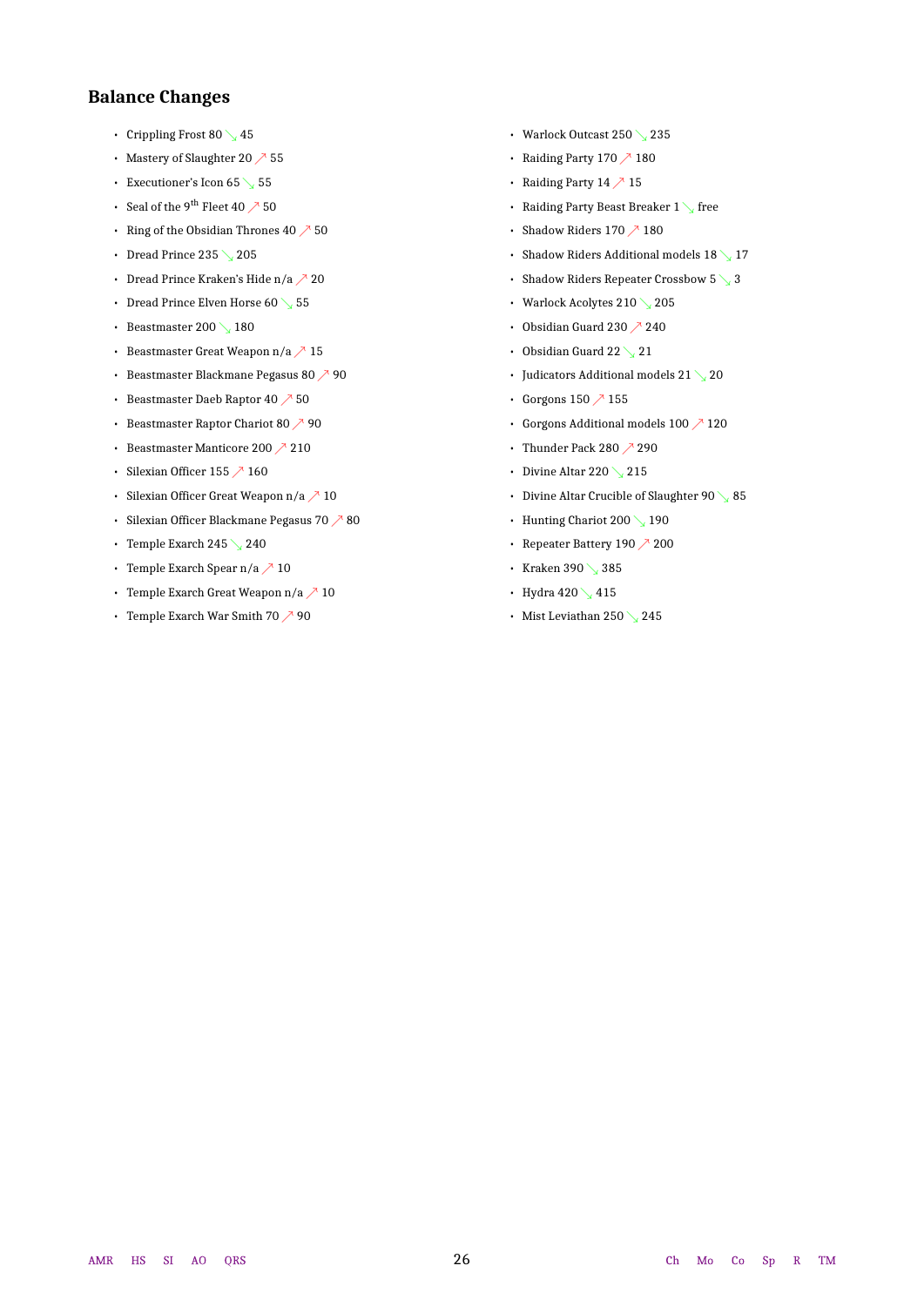## Balance Changes

- Crippling Frost 80 ↘ 45
- Mastery of Slaughter 20 ↗ 55
- Executioner's Icon 65 ↘ 55
- Seal of the 9th Fleet 40 ↗ 50
- Ring of the Obsidian Thrones 40 ↗ 50
- Dread Prince 235 ↘ 205
- Dread Prince Kraken's Hide n/a ↗ 20
- Dread Prince Elven Horse 60 ↘ 55
- Beastmaster 200 ↘ 180
- Beastmaster Great Weapon n/a ↗ 15
- Beastmaster Blackmane Pegasus 80 ↗ 90
- Beastmaster Daeb Raptor 40 ↗ 50
- Beastmaster Raptor Chariot 80 ↗ 90
- Beastmaster Manticore 200 ↗ 210
- Silexian Officer 155 ↗ 160
- Silexian Officer Great Weapon n/a ↗ 10
- Silexian Officer Blackmane Pegasus 70 ↗ 80
- Temple Exarch 245 ↘ 240
- Temple Exarch Spear n/a ↗ 10
- Temple Exarch Great Weapon n/a ↗ 10
- Temple Exarch War Smith 70 ↗ 90
- Warlock Outcast 250 ↘ 235
- Raiding Party 170 ↗ 180
- Raiding Party 14 ↗ 15
- Raiding Party Beast Breaker 1 ↘ free
- Shadow Riders 170 ↗ 180
- Shadow Riders Additional models 18 ↘ 17
- Shadow Riders Repeater Crossbow 5 ↘ 3
- Warlock Acolytes 210 ↘ 205
- Obsidian Guard 230 ↗ 240
- Obsidian Guard 22 ↘ 21
- Judicators Additional models 21 ↘ 20
- Gorgons 150 ↗ 155
- Gorgons Additional models 100 ↗ 120
- Thunder Pack 280 ↗ 290
- Divine Altar 220 ↘ 215
- Divine Altar Crucible of Slaughter 90 ↘ 85
- Hunting Chariot 200 ↘ 190
- Repeater Battery 190 ↗ 200
- Kraken 390 ↘ 385
- Hydra 420 ↘ 415
- Mist Leviathan 250 ↘ 245